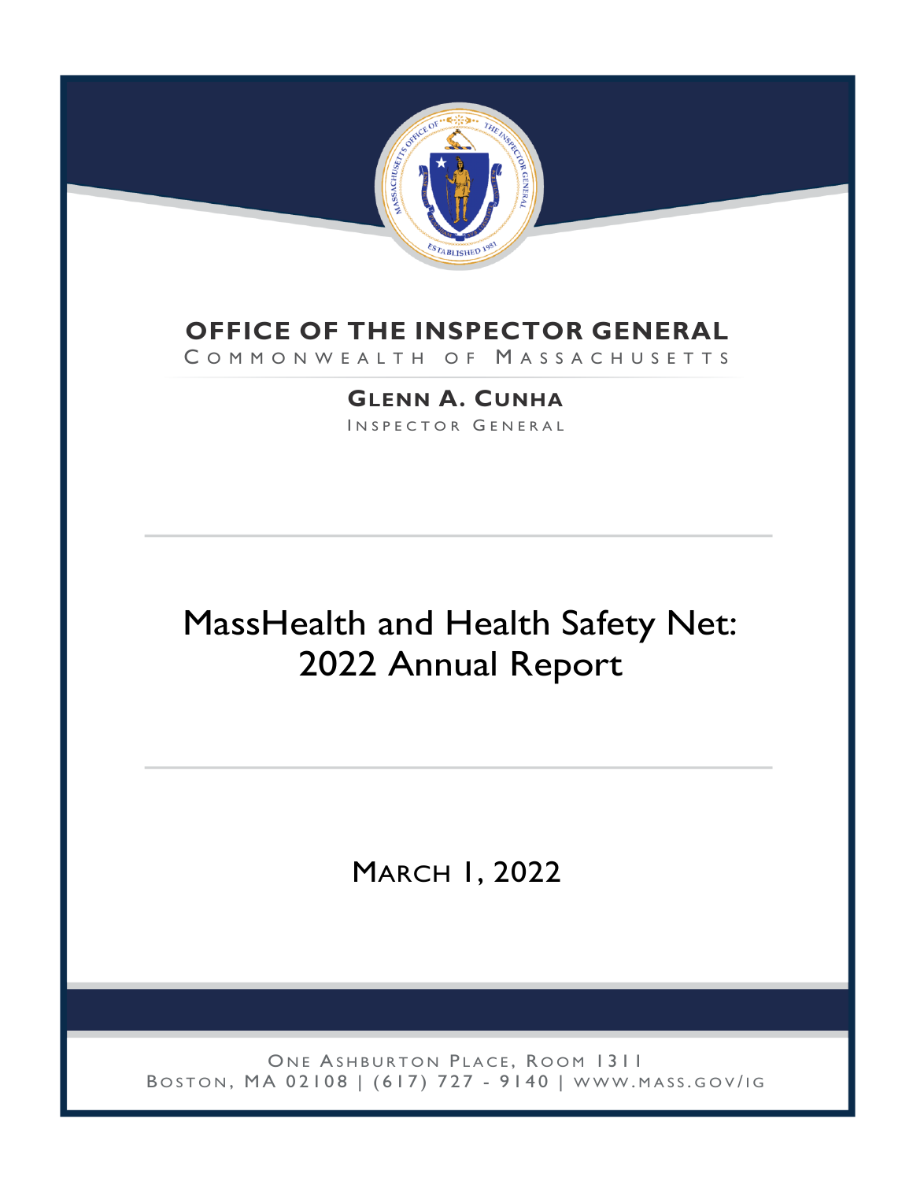**OFFICE OF THE INSPECTOR GENERAL**

COMMONWEALTH OF MASSACHUSETTS

**GLENN A. CUNHA**

INSPECTOR GENERAL

# MassHealth and Health Safety Net: 2022 Annual Report

MARCH 1, 2022

ONE ASHBURTON PLACE, ROOM 1311
BOSTON, MA 02108 | (617) 727 - 9140 | WWW.MASS.GOV/IG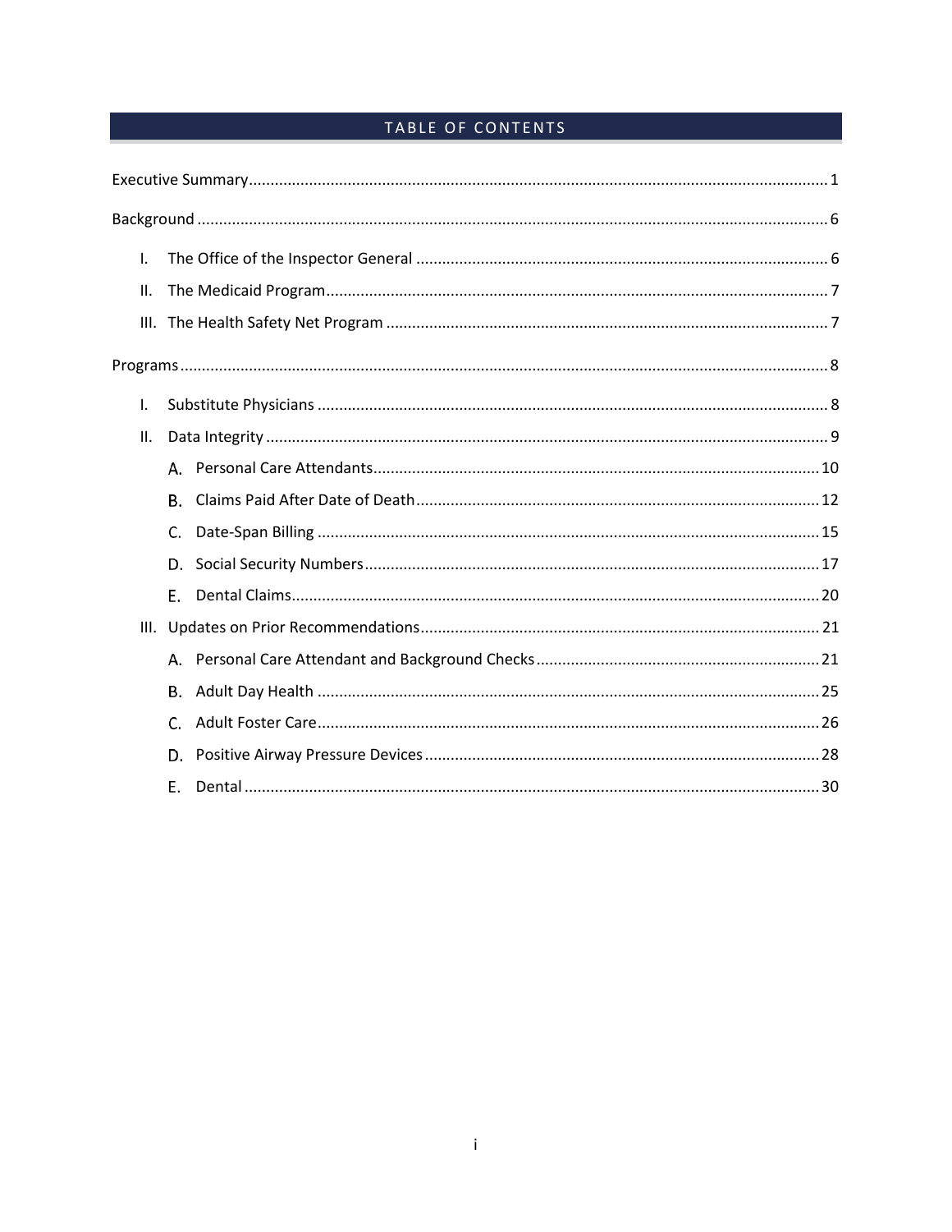## TABLE OF CONTENTS

Executive Summary ........................................................................................................................................ 1

Background ..................................................................................................................................................... 6

- I. The Office of the Inspector General ............................................................................................... 6
- II. The Medicaid Program ...................................................................................................................... 7
- III. The Health Safety Net Program ...................................................................................................... 7

Programs ......................................................................................................................................................... 8

- I. Substitute Physicians ....................................................................................................................... 8
- II. Data Integrity .................................................................................................................................... 9
  - A. Personal Care Attendants ........................................................................................................ 10
  - B. Claims Paid After Date of Death .............................................................................................. 12
  - C. Date-Span Billing ..................................................................................................................... 15
  - D. Social Security Numbers .......................................................................................................... 17
  - E. Dental Claims ............................................................................................................................ 20
- III. Updates on Prior Recommendations ............................................................................................. 21
  - A. Personal Care Attendant and Background Checks .................................................................. 21
  - B. Adult Day Health ..................................................................................................................... 25
  - C. Adult Foster Care ..................................................................................................................... 26
  - D. Positive Airway Pressure Devices ............................................................................................ 28
  - E. Dental ....................................................................................................................................... 30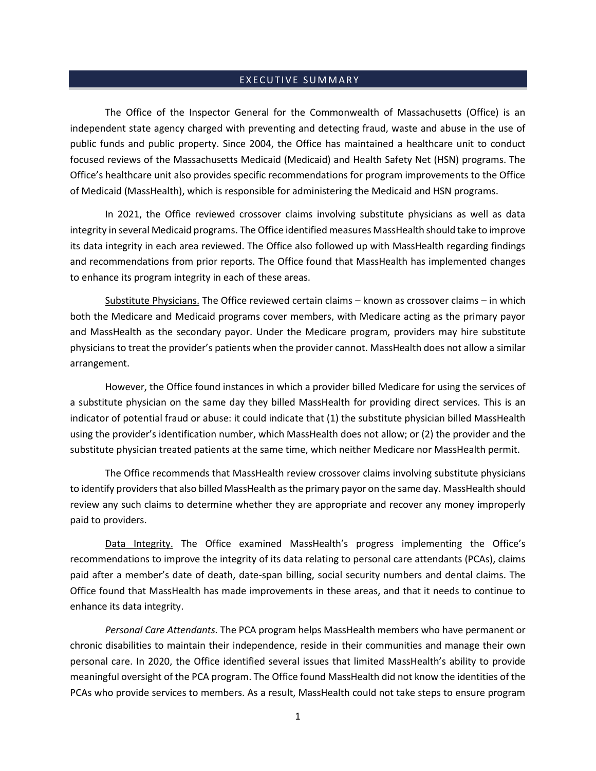## EXECUTIVE SUMMARY

The Office of the Inspector General for the Commonwealth of Massachusetts (Office) is an independent state agency charged with preventing and detecting fraud, waste and abuse in the use of public funds and public property. Since 2004, the Office has maintained a healthcare unit to conduct focused reviews of the Massachusetts Medicaid (Medicaid) and Health Safety Net (HSN) programs. The Office's healthcare unit also provides specific recommendations for program improvements to the Office of Medicaid (MassHealth), which is responsible for administering the Medicaid and HSN programs.

In 2021, the Office reviewed crossover claims involving substitute physicians as well as data integrity in several Medicaid programs. The Office identified measures MassHealth should take to improve its data integrity in each area reviewed. The Office also followed up with MassHealth regarding findings and recommendations from prior reports. The Office found that MassHealth has implemented changes to enhance its program integrity in each of these areas.

<u>Substitute Physicians.</u> The Office reviewed certain claims – known as crossover claims – in which both the Medicare and Medicaid programs cover members, with Medicare acting as the primary payor and MassHealth as the secondary payor. Under the Medicare program, providers may hire substitute physicians to treat the provider's patients when the provider cannot. MassHealth does not allow a similar arrangement.

However, the Office found instances in which a provider billed Medicare for using the services of a substitute physician on the same day they billed MassHealth for providing direct services. This is an indicator of potential fraud or abuse: it could indicate that (1) the substitute physician billed MassHealth using the provider's identification number, which MassHealth does not allow; or (2) the provider and the substitute physician treated patients at the same time, which neither Medicare nor MassHealth permit.

The Office recommends that MassHealth review crossover claims involving substitute physicians to identify providers that also billed MassHealth as the primary payor on the same day. MassHealth should review any such claims to determine whether they are appropriate and recover any money improperly paid to providers.

<u>Data Integrity.</u> The Office examined MassHealth's progress implementing the Office's recommendations to improve the integrity of its data relating to personal care attendants (PCAs), claims paid after a member's date of death, date-span billing, social security numbers and dental claims. The Office found that MassHealth has made improvements in these areas, and that it needs to continue to enhance its data integrity.

*Personal Care Attendants.* The PCA program helps MassHealth members who have permanent or chronic disabilities to maintain their independence, reside in their communities and manage their own personal care. In 2020, the Office identified several issues that limited MassHealth's ability to provide meaningful oversight of the PCA program. The Office found MassHealth did not know the identities of the PCAs who provide services to members. As a result, MassHealth could not take steps to ensure program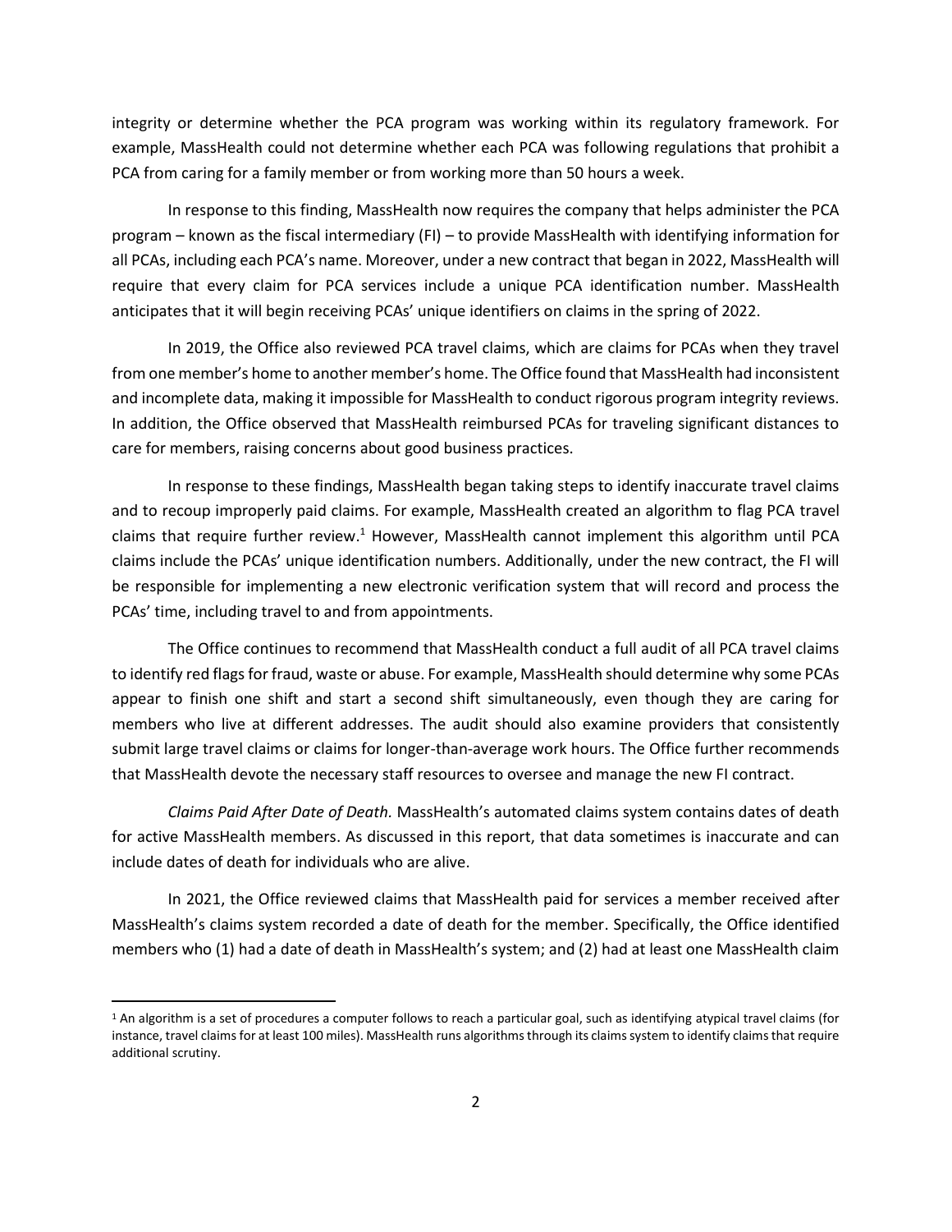integrity or determine whether the PCA program was working within its regulatory framework. For example, MassHealth could not determine whether each PCA was following regulations that prohibit a PCA from caring for a family member or from working more than 50 hours a week.

In response to this finding, MassHealth now requires the company that helps administer the PCA program – known as the fiscal intermediary (FI) – to provide MassHealth with identifying information for all PCAs, including each PCA's name. Moreover, under a new contract that began in 2022, MassHealth will require that every claim for PCA services include a unique PCA identification number. MassHealth anticipates that it will begin receiving PCAs' unique identifiers on claims in the spring of 2022.

In 2019, the Office also reviewed PCA travel claims, which are claims for PCAs when they travel from one member's home to another member's home. The Office found that MassHealth had inconsistent and incomplete data, making it impossible for MassHealth to conduct rigorous program integrity reviews. In addition, the Office observed that MassHealth reimbursed PCAs for traveling significant distances to care for members, raising concerns about good business practices.

In response to these findings, MassHealth began taking steps to identify inaccurate travel claims and to recoup improperly paid claims. For example, MassHealth created an algorithm to flag PCA travel claims that require further review.[1] However, MassHealth cannot implement this algorithm until PCA claims include the PCAs' unique identification numbers. Additionally, under the new contract, the FI will be responsible for implementing a new electronic verification system that will record and process the PCAs' time, including travel to and from appointments.

The Office continues to recommend that MassHealth conduct a full audit of all PCA travel claims to identify red flags for fraud, waste or abuse. For example, MassHealth should determine why some PCAs appear to finish one shift and start a second shift simultaneously, even though they are caring for members who live at different addresses. The audit should also examine providers that consistently submit large travel claims or claims for longer-than-average work hours. The Office further recommends that MassHealth devote the necessary staff resources to oversee and manage the new FI contract.

*Claims Paid After Date of Death.* MassHealth's automated claims system contains dates of death for active MassHealth members. As discussed in this report, that data sometimes is inaccurate and can include dates of death for individuals who are alive.

In 2021, the Office reviewed claims that MassHealth paid for services a member received after MassHealth's claims system recorded a date of death for the member. Specifically, the Office identified members who (1) had a date of death in MassHealth's system; and (2) had at least one MassHealth claim

---

[1] An algorithm is a set of procedures a computer follows to reach a particular goal, such as identifying atypical travel claims (for instance, travel claims for at least 100 miles). MassHealth runs algorithms through its claims system to identify claims that require additional scrutiny.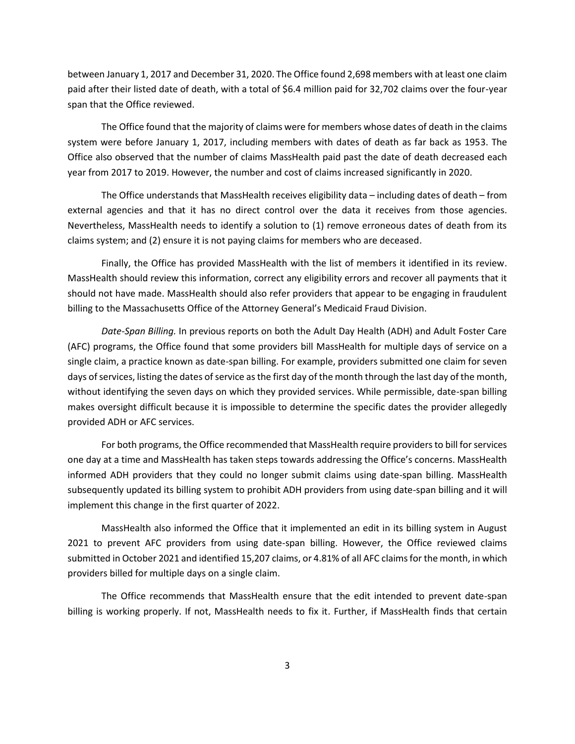between January 1, 2017 and December 31, 2020. The Office found 2,698 members with at least one claim paid after their listed date of death, with a total of $6.4 million paid for 32,702 claims over the four-year span that the Office reviewed.

The Office found that the majority of claims were for members whose dates of death in the claims system were before January 1, 2017, including members with dates of death as far back as 1953. The Office also observed that the number of claims MassHealth paid past the date of death decreased each year from 2017 to 2019. However, the number and cost of claims increased significantly in 2020.

The Office understands that MassHealth receives eligibility data – including dates of death – from external agencies and that it has no direct control over the data it receives from those agencies. Nevertheless, MassHealth needs to identify a solution to (1) remove erroneous dates of death from its claims system; and (2) ensure it is not paying claims for members who are deceased.

Finally, the Office has provided MassHealth with the list of members it identified in its review. MassHealth should review this information, correct any eligibility errors and recover all payments that it should not have made. MassHealth should also refer providers that appear to be engaging in fraudulent billing to the Massachusetts Office of the Attorney General's Medicaid Fraud Division.

*Date-Span Billing.* In previous reports on both the Adult Day Health (ADH) and Adult Foster Care (AFC) programs, the Office found that some providers bill MassHealth for multiple days of service on a single claim, a practice known as date-span billing. For example, providers submitted one claim for seven days of services, listing the dates of service as the first day of the month through the last day of the month, without identifying the seven days on which they provided services. While permissible, date-span billing makes oversight difficult because it is impossible to determine the specific dates the provider allegedly provided ADH or AFC services.

For both programs, the Office recommended that MassHealth require providers to bill for services one day at a time and MassHealth has taken steps towards addressing the Office's concerns. MassHealth informed ADH providers that they could no longer submit claims using date-span billing. MassHealth subsequently updated its billing system to prohibit ADH providers from using date-span billing and it will implement this change in the first quarter of 2022.

MassHealth also informed the Office that it implemented an edit in its billing system in August 2021 to prevent AFC providers from using date-span billing. However, the Office reviewed claims submitted in October 2021 and identified 15,207 claims, or 4.81% of all AFC claims for the month, in which providers billed for multiple days on a single claim.

The Office recommends that MassHealth ensure that the edit intended to prevent date-span billing is working properly. If not, MassHealth needs to fix it. Further, if MassHealth finds that certain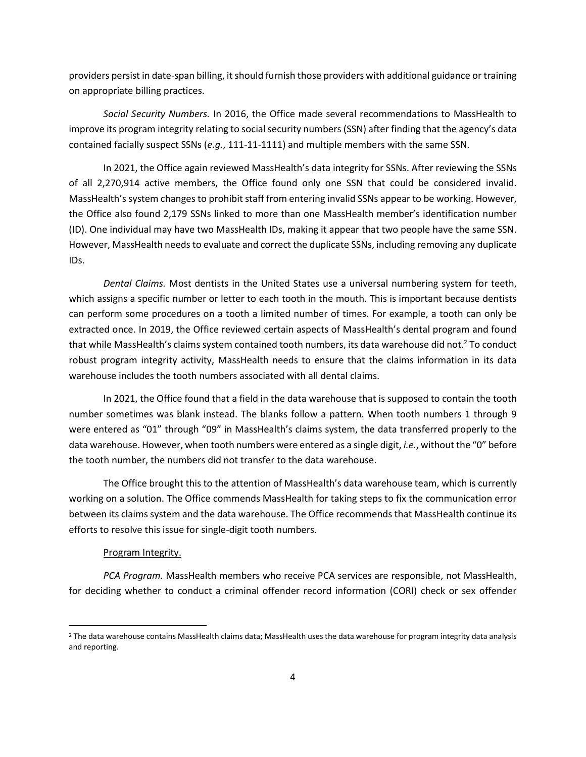providers persist in date-span billing, it should furnish those providers with additional guidance or training on appropriate billing practices.

*Social Security Numbers.* In 2016, the Office made several recommendations to MassHealth to improve its program integrity relating to social security numbers (SSN) after finding that the agency's data contained facially suspect SSNs (*e.g.*, 111-11-1111) and multiple members with the same SSN.

In 2021, the Office again reviewed MassHealth's data integrity for SSNs. After reviewing the SSNs of all 2,270,914 active members, the Office found only one SSN that could be considered invalid. MassHealth's system changes to prohibit staff from entering invalid SSNs appear to be working. However, the Office also found 2,179 SSNs linked to more than one MassHealth member's identification number (ID). One individual may have two MassHealth IDs, making it appear that two people have the same SSN. However, MassHealth needs to evaluate and correct the duplicate SSNs, including removing any duplicate IDs.

*Dental Claims.* Most dentists in the United States use a universal numbering system for teeth, which assigns a specific number or letter to each tooth in the mouth. This is important because dentists can perform some procedures on a tooth a limited number of times. For example, a tooth can only be extracted once. In 2019, the Office reviewed certain aspects of MassHealth's dental program and found that while MassHealth's claims system contained tooth numbers, its data warehouse did not.[2] To conduct robust program integrity activity, MassHealth needs to ensure that the claims information in its data warehouse includes the tooth numbers associated with all dental claims.

In 2021, the Office found that a field in the data warehouse that is supposed to contain the tooth number sometimes was blank instead. The blanks follow a pattern. When tooth numbers 1 through 9 were entered as "01" through "09" in MassHealth's claims system, the data transferred properly to the data warehouse. However, when tooth numbers were entered as a single digit, *i.e.*, without the "0" before the tooth number, the numbers did not transfer to the data warehouse.

The Office brought this to the attention of MassHealth's data warehouse team, which is currently working on a solution. The Office commends MassHealth for taking steps to fix the communication error between its claims system and the data warehouse. The Office recommends that MassHealth continue its efforts to resolve this issue for single-digit tooth numbers.

<u>Program Integrity.</u>

*PCA Program.* MassHealth members who receive PCA services are responsible, not MassHealth, for deciding whether to conduct a criminal offender record information (CORI) check or sex offender

---

[2] The data warehouse contains MassHealth claims data; MassHealth uses the data warehouse for program integrity data analysis and reporting.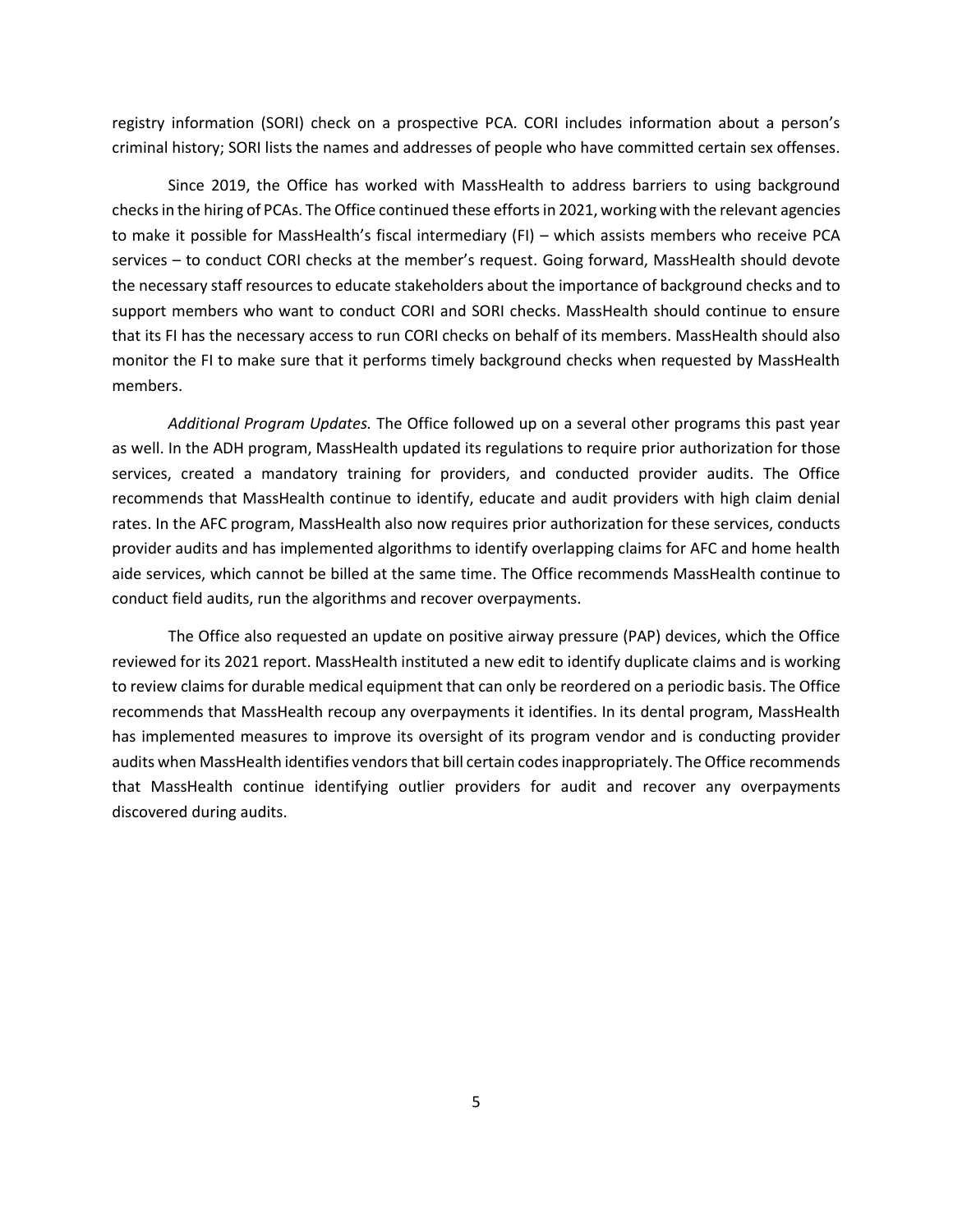registry information (SORI) check on a prospective PCA. CORI includes information about a person's criminal history; SORI lists the names and addresses of people who have committed certain sex offenses.

Since 2019, the Office has worked with MassHealth to address barriers to using background checks in the hiring of PCAs. The Office continued these efforts in 2021, working with the relevant agencies to make it possible for MassHealth's fiscal intermediary (FI) – which assists members who receive PCA services – to conduct CORI checks at the member's request. Going forward, MassHealth should devote the necessary staff resources to educate stakeholders about the importance of background checks and to support members who want to conduct CORI and SORI checks. MassHealth should continue to ensure that its FI has the necessary access to run CORI checks on behalf of its members. MassHealth should also monitor the FI to make sure that it performs timely background checks when requested by MassHealth members.

*Additional Program Updates.* The Office followed up on a several other programs this past year as well. In the ADH program, MassHealth updated its regulations to require prior authorization for those services, created a mandatory training for providers, and conducted provider audits. The Office recommends that MassHealth continue to identify, educate and audit providers with high claim denial rates. In the AFC program, MassHealth also now requires prior authorization for these services, conducts provider audits and has implemented algorithms to identify overlapping claims for AFC and home health aide services, which cannot be billed at the same time. The Office recommends MassHealth continue to conduct field audits, run the algorithms and recover overpayments.

The Office also requested an update on positive airway pressure (PAP) devices, which the Office reviewed for its 2021 report. MassHealth instituted a new edit to identify duplicate claims and is working to review claims for durable medical equipment that can only be reordered on a periodic basis. The Office recommends that MassHealth recoup any overpayments it identifies. In its dental program, MassHealth has implemented measures to improve its oversight of its program vendor and is conducting provider audits when MassHealth identifies vendors that bill certain codes inappropriately. The Office recommends that MassHealth continue identifying outlier providers for audit and recover any overpayments discovered during audits.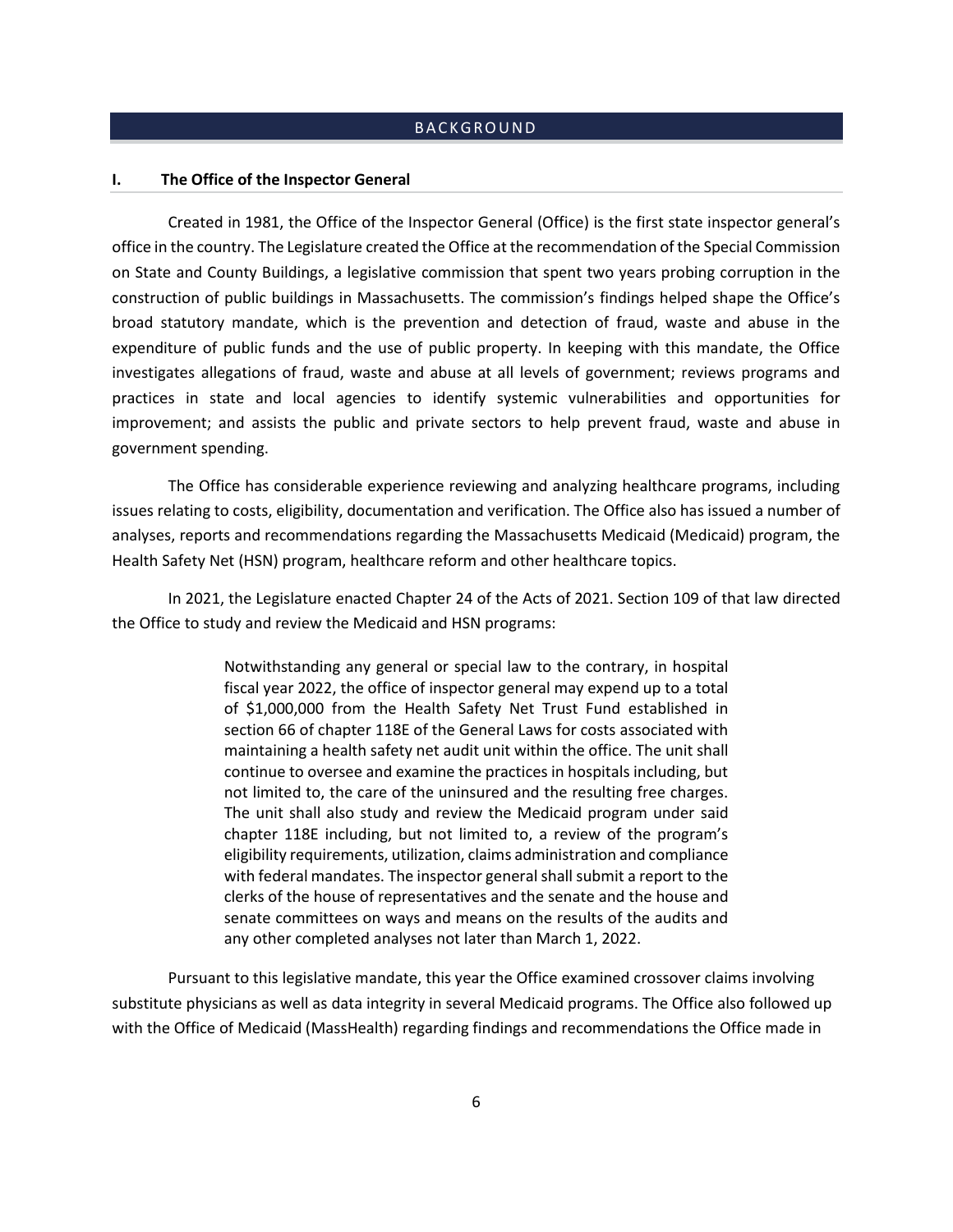# BACKGROUND

## I. The Office of the Inspector General

Created in 1981, the Office of the Inspector General (Office) is the first state inspector general's office in the country. The Legislature created the Office at the recommendation of the Special Commission on State and County Buildings, a legislative commission that spent two years probing corruption in the construction of public buildings in Massachusetts. The commission's findings helped shape the Office's broad statutory mandate, which is the prevention and detection of fraud, waste and abuse in the expenditure of public funds and the use of public property. In keeping with this mandate, the Office investigates allegations of fraud, waste and abuse at all levels of government; reviews programs and practices in state and local agencies to identify systemic vulnerabilities and opportunities for improvement; and assists the public and private sectors to help prevent fraud, waste and abuse in government spending.

The Office has considerable experience reviewing and analyzing healthcare programs, including issues relating to costs, eligibility, documentation and verification. The Office also has issued a number of analyses, reports and recommendations regarding the Massachusetts Medicaid (Medicaid) program, the Health Safety Net (HSN) program, healthcare reform and other healthcare topics.

In 2021, the Legislature enacted Chapter 24 of the Acts of 2021. Section 109 of that law directed the Office to study and review the Medicaid and HSN programs:

> Notwithstanding any general or special law to the contrary, in hospital fiscal year 2022, the office of inspector general may expend up to a total of $1,000,000 from the Health Safety Net Trust Fund established in section 66 of chapter 118E of the General Laws for costs associated with maintaining a health safety net audit unit within the office. The unit shall continue to oversee and examine the practices in hospitals including, but not limited to, the care of the uninsured and the resulting free charges. The unit shall also study and review the Medicaid program under said chapter 118E including, but not limited to, a review of the program's eligibility requirements, utilization, claims administration and compliance with federal mandates. The inspector general shall submit a report to the clerks of the house of representatives and the senate and the house and senate committees on ways and means on the results of the audits and any other completed analyses not later than March 1, 2022.

Pursuant to this legislative mandate, this year the Office examined crossover claims involving substitute physicians as well as data integrity in several Medicaid programs. The Office also followed up with the Office of Medicaid (MassHealth) regarding findings and recommendations the Office made in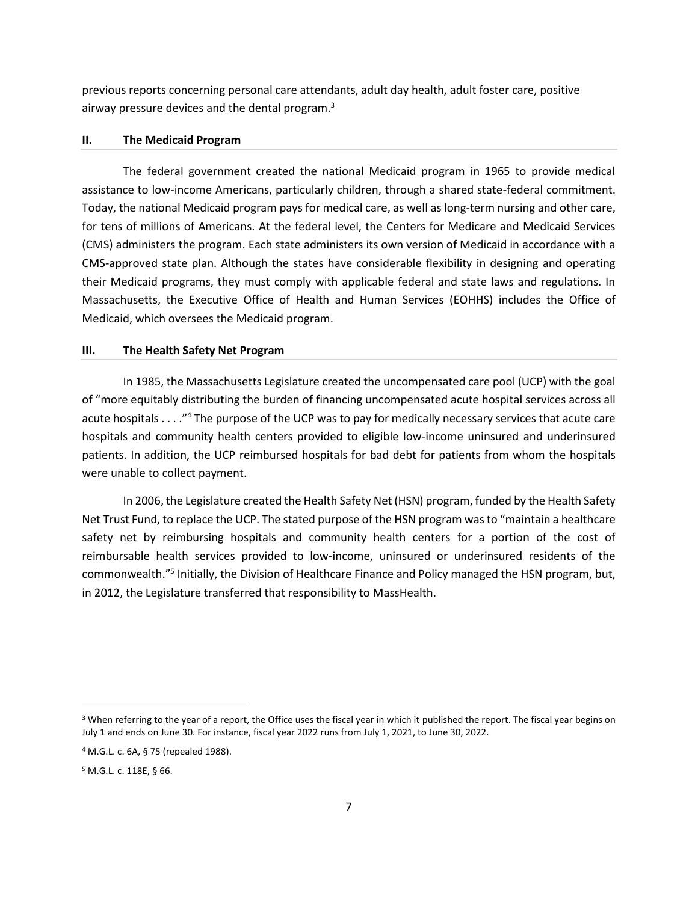previous reports concerning personal care attendants, adult day health, adult foster care, positive airway pressure devices and the dental program.[3]

## II. The Medicaid Program

The federal government created the national Medicaid program in 1965 to provide medical assistance to low-income Americans, particularly children, through a shared state-federal commitment. Today, the national Medicaid program pays for medical care, as well as long-term nursing and other care, for tens of millions of Americans. At the federal level, the Centers for Medicare and Medicaid Services (CMS) administers the program. Each state administers its own version of Medicaid in accordance with a CMS-approved state plan. Although the states have considerable flexibility in designing and operating their Medicaid programs, they must comply with applicable federal and state laws and regulations. In Massachusetts, the Executive Office of Health and Human Services (EOHHS) includes the Office of Medicaid, which oversees the Medicaid program.

## III. The Health Safety Net Program

In 1985, the Massachusetts Legislature created the uncompensated care pool (UCP) with the goal of "more equitably distributing the burden of financing uncompensated acute hospital services across all acute hospitals . . . ."[4] The purpose of the UCP was to pay for medically necessary services that acute care hospitals and community health centers provided to eligible low-income uninsured and underinsured patients. In addition, the UCP reimbursed hospitals for bad debt for patients from whom the hospitals were unable to collect payment.

In 2006, the Legislature created the Health Safety Net (HSN) program, funded by the Health Safety Net Trust Fund, to replace the UCP. The stated purpose of the HSN program was to "maintain a healthcare safety net by reimbursing hospitals and community health centers for a portion of the cost of reimbursable health services provided to low-income, uninsured or underinsured residents of the commonwealth."[5] Initially, the Division of Healthcare Finance and Policy managed the HSN program, but, in 2012, the Legislature transferred that responsibility to MassHealth.

---

[3] When referring to the year of a report, the Office uses the fiscal year in which it published the report. The fiscal year begins on July 1 and ends on June 30. For instance, fiscal year 2022 runs from July 1, 2021, to June 30, 2022.

[4] M.G.L. c. 6A, § 75 (repealed 1988).

[5] M.G.L. c. 118E, § 66.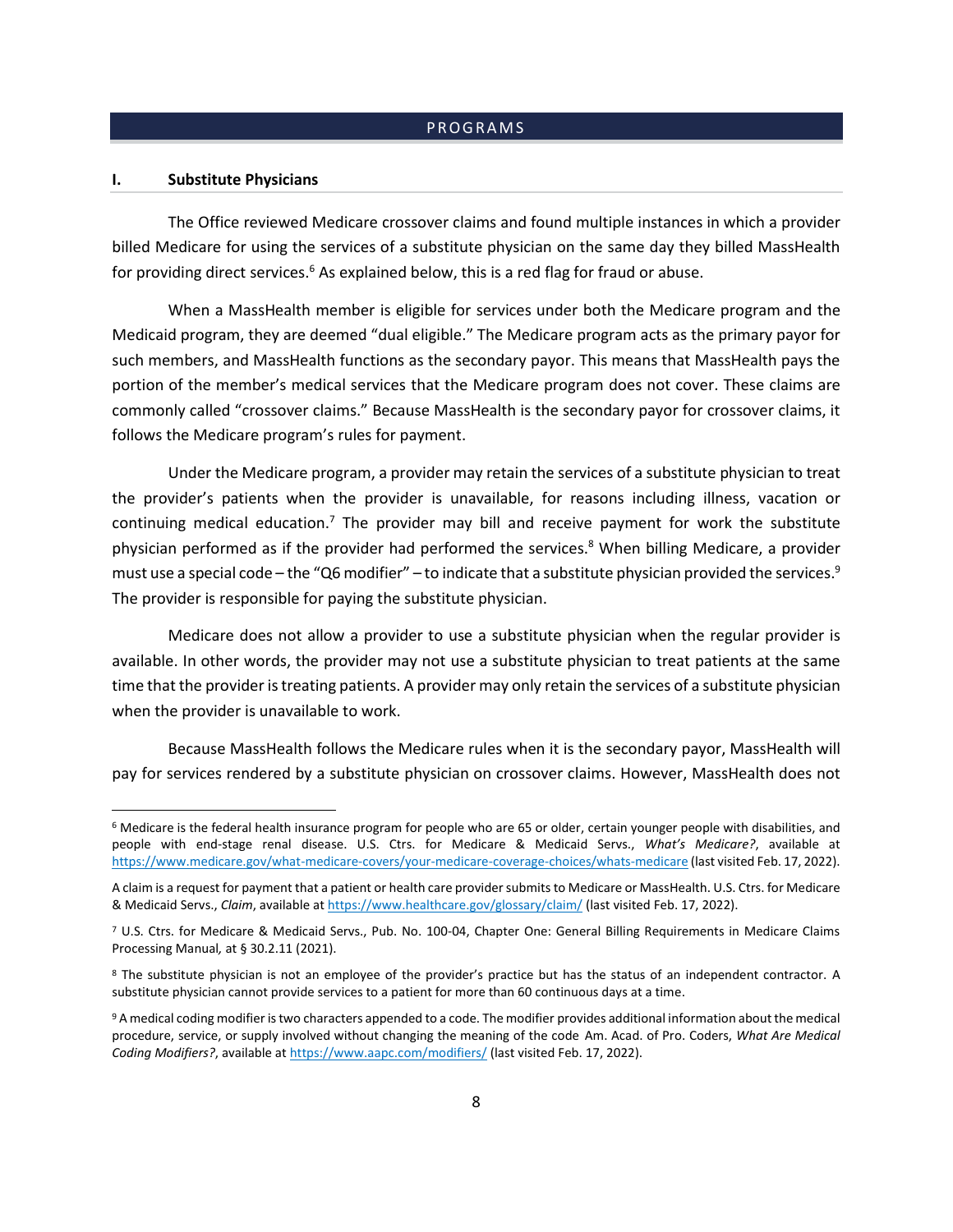## PROGRAMS

### I. Substitute Physicians

The Office reviewed Medicare crossover claims and found multiple instances in which a provider billed Medicare for using the services of a substitute physician on the same day they billed MassHealth for providing direct services.[6] As explained below, this is a red flag for fraud or abuse.

When a MassHealth member is eligible for services under both the Medicare program and the Medicaid program, they are deemed "dual eligible." The Medicare program acts as the primary payor for such members, and MassHealth functions as the secondary payor. This means that MassHealth pays the portion of the member's medical services that the Medicare program does not cover. These claims are commonly called "crossover claims." Because MassHealth is the secondary payor for crossover claims, it follows the Medicare program's rules for payment.

Under the Medicare program, a provider may retain the services of a substitute physician to treat the provider's patients when the provider is unavailable, for reasons including illness, vacation or continuing medical education.[7] The provider may bill and receive payment for work the substitute physician performed as if the provider had performed the services.[8] When billing Medicare, a provider must use a special code – the "Q6 modifier" – to indicate that a substitute physician provided the services.[9] The provider is responsible for paying the substitute physician.

Medicare does not allow a provider to use a substitute physician when the regular provider is available. In other words, the provider may not use a substitute physician to treat patients at the same time that the provider is treating patients. A provider may only retain the services of a substitute physician when the provider is unavailable to work.

Because MassHealth follows the Medicare rules when it is the secondary payor, MassHealth will pay for services rendered by a substitute physician on crossover claims. However, MassHealth does not

---

[6] Medicare is the federal health insurance program for people who are 65 or older, certain younger people with disabilities, and people with end-stage renal disease. U.S. Ctrs. for Medicare & Medicaid Servs., *What's Medicare?*, available at https://www.medicare.gov/what-medicare-covers/your-medicare-coverage-choices/whats-medicare (last visited Feb. 17, 2022).

A claim is a request for payment that a patient or health care provider submits to Medicare or MassHealth. U.S. Ctrs. for Medicare & Medicaid Servs., *Claim*, available at https://www.healthcare.gov/glossary/claim/ (last visited Feb. 17, 2022).

[7] U.S. Ctrs. for Medicare & Medicaid Servs., Pub. No. 100-04, Chapter One: General Billing Requirements in Medicare Claims Processing Manual, at § 30.2.11 (2021).

[8] The substitute physician is not an employee of the provider's practice but has the status of an independent contractor. A substitute physician cannot provide services to a patient for more than 60 continuous days at a time.

[9] A medical coding modifier is two characters appended to a code. The modifier provides additional information about the medical procedure, service, or supply involved without changing the meaning of the code Am. Acad. of Pro. Coders, *What Are Medical Coding Modifiers?*, available at https://www.aapc.com/modifiers/ (last visited Feb. 17, 2022).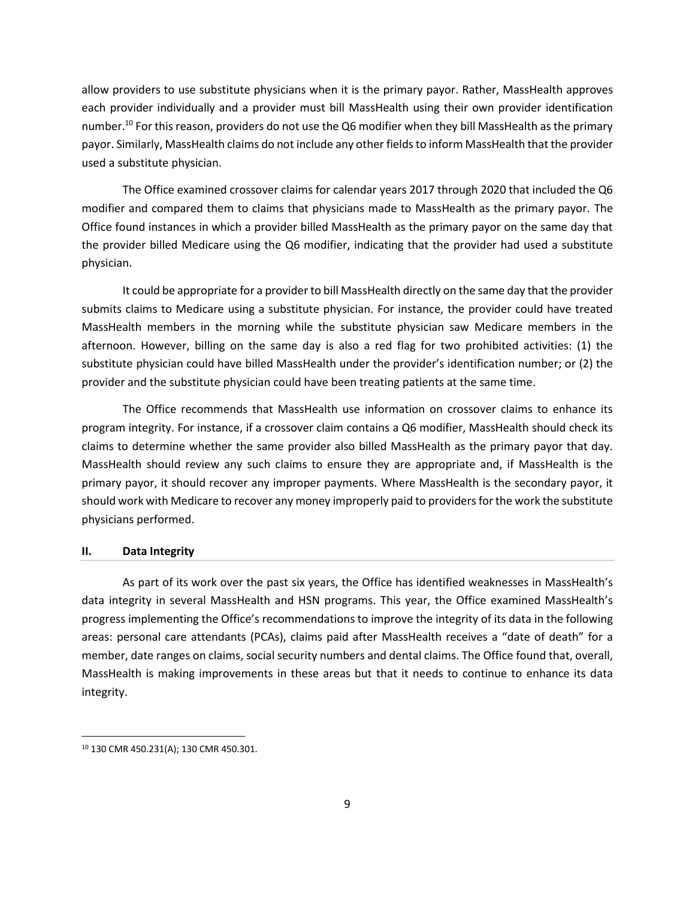allow providers to use substitute physicians when it is the primary payor. Rather, MassHealth approves each provider individually and a provider must bill MassHealth using their own provider identification number.[10] For this reason, providers do not use the Q6 modifier when they bill MassHealth as the primary payor. Similarly, MassHealth claims do not include any other fields to inform MassHealth that the provider used a substitute physician.

The Office examined crossover claims for calendar years 2017 through 2020 that included the Q6 modifier and compared them to claims that physicians made to MassHealth as the primary payor. The Office found instances in which a provider billed MassHealth as the primary payor on the same day that the provider billed Medicare using the Q6 modifier, indicating that the provider had used a substitute physician.

It could be appropriate for a provider to bill MassHealth directly on the same day that the provider submits claims to Medicare using a substitute physician. For instance, the provider could have treated MassHealth members in the morning while the substitute physician saw Medicare members in the afternoon. However, billing on the same day is also a red flag for two prohibited activities: (1) the substitute physician could have billed MassHealth under the provider's identification number; or (2) the provider and the substitute physician could have been treating patients at the same time.

The Office recommends that MassHealth use information on crossover claims to enhance its program integrity. For instance, if a crossover claim contains a Q6 modifier, MassHealth should check its claims to determine whether the same provider also billed MassHealth as the primary payor that day. MassHealth should review any such claims to ensure they are appropriate and, if MassHealth is the primary payor, it should recover any improper payments. Where MassHealth is the secondary payor, it should work with Medicare to recover any money improperly paid to providers for the work the substitute physicians performed.

## II. Data Integrity

As part of its work over the past six years, the Office has identified weaknesses in MassHealth's data integrity in several MassHealth and HSN programs. This year, the Office examined MassHealth's progress implementing the Office's recommendations to improve the integrity of its data in the following areas: personal care attendants (PCAs), claims paid after MassHealth receives a "date of death" for a member, date ranges on claims, social security numbers and dental claims. The Office found that, overall, MassHealth is making improvements in these areas but that it needs to continue to enhance its data integrity.

---

[10] 130 CMR 450.231(A); 130 CMR 450.301.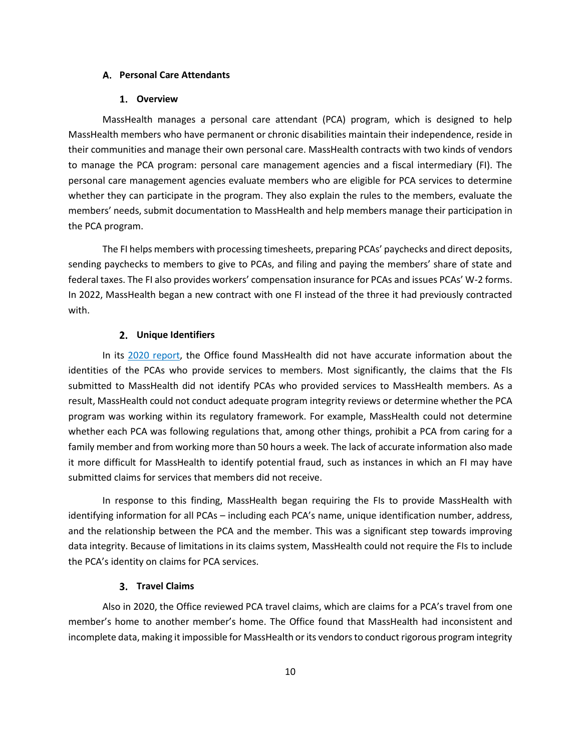### A. Personal Care Attendants

#### 1. Overview

MassHealth manages a personal care attendant (PCA) program, which is designed to help MassHealth members who have permanent or chronic disabilities maintain their independence, reside in their communities and manage their own personal care. MassHealth contracts with two kinds of vendors to manage the PCA program: personal care management agencies and a fiscal intermediary (FI). The personal care management agencies evaluate members who are eligible for PCA services to determine whether they can participate in the program. They also explain the rules to the members, evaluate the members' needs, submit documentation to MassHealth and help members manage their participation in the PCA program.

The FI helps members with processing timesheets, preparing PCAs' paychecks and direct deposits, sending paychecks to members to give to PCAs, and filing and paying the members' share of state and federal taxes. The FI also provides workers' compensation insurance for PCAs and issues PCAs' W-2 forms. In 2022, MassHealth began a new contract with one FI instead of the three it had previously contracted with.

#### 2. Unique Identifiers

In its 2020 report, the Office found MassHealth did not have accurate information about the identities of the PCAs who provide services to members. Most significantly, the claims that the FIs submitted to MassHealth did not identify PCAs who provided services to MassHealth members. As a result, MassHealth could not conduct adequate program integrity reviews or determine whether the PCA program was working within its regulatory framework. For example, MassHealth could not determine whether each PCA was following regulations that, among other things, prohibit a PCA from caring for a family member and from working more than 50 hours a week. The lack of accurate information also made it more difficult for MassHealth to identify potential fraud, such as instances in which an FI may have submitted claims for services that members did not receive.

In response to this finding, MassHealth began requiring the FIs to provide MassHealth with identifying information for all PCAs – including each PCA's name, unique identification number, address, and the relationship between the PCA and the member. This was a significant step towards improving data integrity. Because of limitations in its claims system, MassHealth could not require the FIs to include the PCA's identity on claims for PCA services.

#### 3. Travel Claims

Also in 2020, the Office reviewed PCA travel claims, which are claims for a PCA's travel from one member's home to another member's home. The Office found that MassHealth had inconsistent and incomplete data, making it impossible for MassHealth or its vendors to conduct rigorous program integrity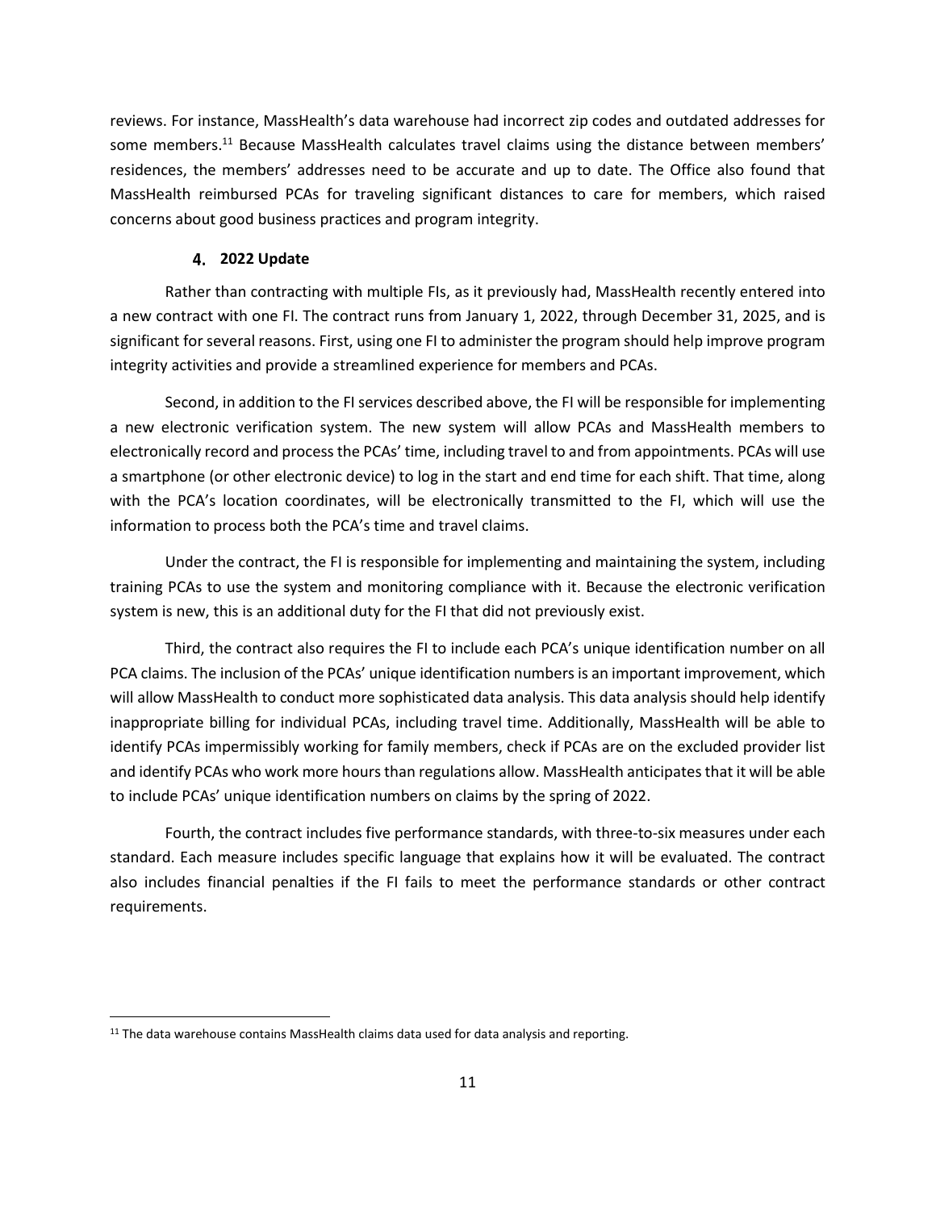reviews. For instance, MassHealth's data warehouse had incorrect zip codes and outdated addresses for some members.[11] Because MassHealth calculates travel claims using the distance between members' residences, the members' addresses need to be accurate and up to date. The Office also found that MassHealth reimbursed PCAs for traveling significant distances to care for members, which raised concerns about good business practices and program integrity.

#### 4. 2022 Update

Rather than contracting with multiple FIs, as it previously had, MassHealth recently entered into a new contract with one FI. The contract runs from January 1, 2022, through December 31, 2025, and is significant for several reasons. First, using one FI to administer the program should help improve program integrity activities and provide a streamlined experience for members and PCAs.

Second, in addition to the FI services described above, the FI will be responsible for implementing a new electronic verification system. The new system will allow PCAs and MassHealth members to electronically record and process the PCAs' time, including travel to and from appointments. PCAs will use a smartphone (or other electronic device) to log in the start and end time for each shift. That time, along with the PCA's location coordinates, will be electronically transmitted to the FI, which will use the information to process both the PCA's time and travel claims.

Under the contract, the FI is responsible for implementing and maintaining the system, including training PCAs to use the system and monitoring compliance with it. Because the electronic verification system is new, this is an additional duty for the FI that did not previously exist.

Third, the contract also requires the FI to include each PCA's unique identification number on all PCA claims. The inclusion of the PCAs' unique identification numbers is an important improvement, which will allow MassHealth to conduct more sophisticated data analysis. This data analysis should help identify inappropriate billing for individual PCAs, including travel time. Additionally, MassHealth will be able to identify PCAs impermissibly working for family members, check if PCAs are on the excluded provider list and identify PCAs who work more hours than regulations allow. MassHealth anticipates that it will be able to include PCAs' unique identification numbers on claims by the spring of 2022.

Fourth, the contract includes five performance standards, with three-to-six measures under each standard. Each measure includes specific language that explains how it will be evaluated. The contract also includes financial penalties if the FI fails to meet the performance standards or other contract requirements.

---

[11] The data warehouse contains MassHealth claims data used for data analysis and reporting.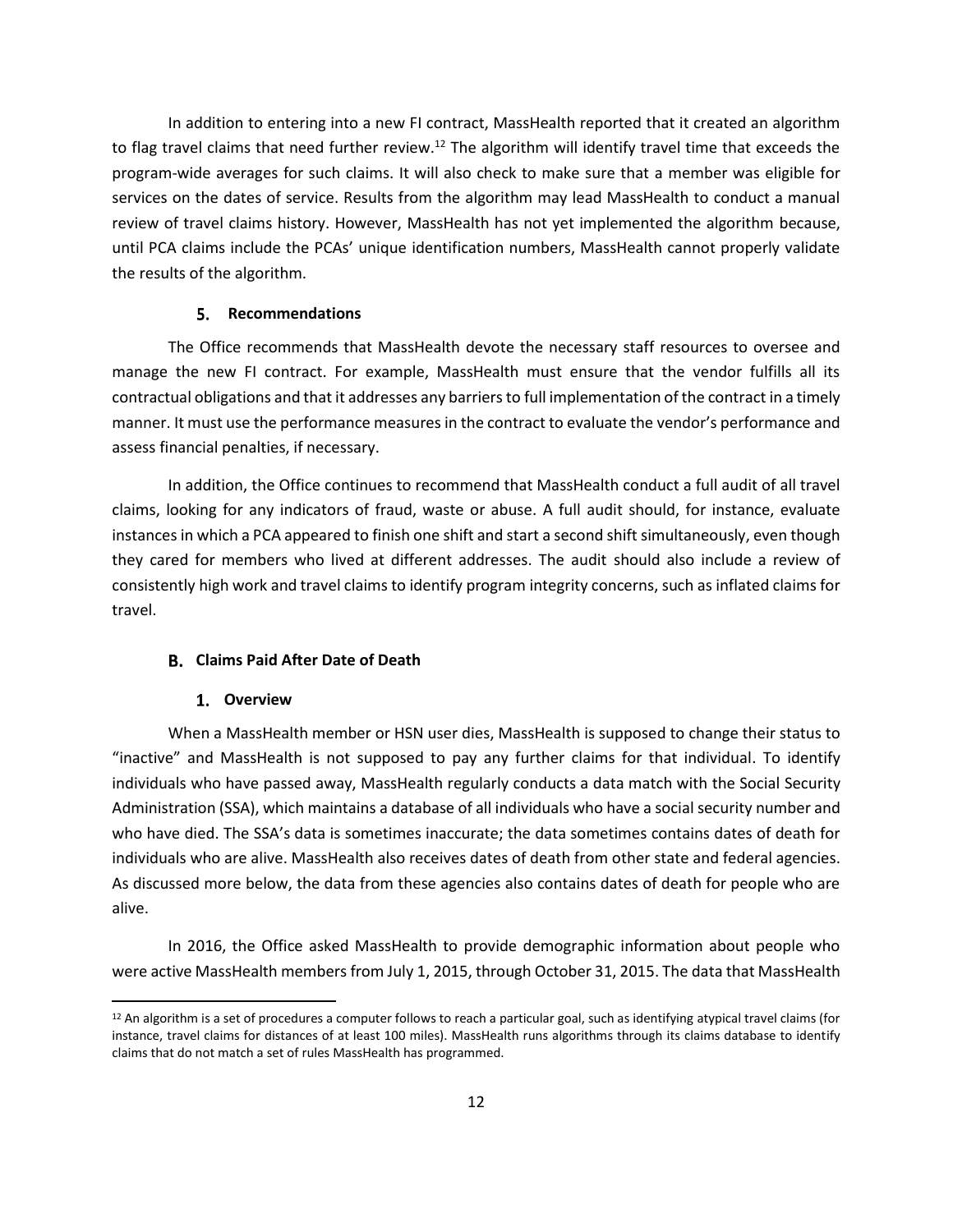In addition to entering into a new FI contract, MassHealth reported that it created an algorithm to flag travel claims that need further review.[12] The algorithm will identify travel time that exceeds the program-wide averages for such claims. It will also check to make sure that a member was eligible for services on the dates of service. Results from the algorithm may lead MassHealth to conduct a manual review of travel claims history. However, MassHealth has not yet implemented the algorithm because, until PCA claims include the PCAs' unique identification numbers, MassHealth cannot properly validate the results of the algorithm.

#### 5. Recommendations

The Office recommends that MassHealth devote the necessary staff resources to oversee and manage the new FI contract. For example, MassHealth must ensure that the vendor fulfills all its contractual obligations and that it addresses any barriers to full implementation of the contract in a timely manner. It must use the performance measures in the contract to evaluate the vendor's performance and assess financial penalties, if necessary.

In addition, the Office continues to recommend that MassHealth conduct a full audit of all travel claims, looking for any indicators of fraud, waste or abuse. A full audit should, for instance, evaluate instances in which a PCA appeared to finish one shift and start a second shift simultaneously, even though they cared for members who lived at different addresses. The audit should also include a review of consistently high work and travel claims to identify program integrity concerns, such as inflated claims for travel.

### B. Claims Paid After Date of Death

#### 1. Overview

When a MassHealth member or HSN user dies, MassHealth is supposed to change their status to "inactive" and MassHealth is not supposed to pay any further claims for that individual. To identify individuals who have passed away, MassHealth regularly conducts a data match with the Social Security Administration (SSA), which maintains a database of all individuals who have a social security number and who have died. The SSA's data is sometimes inaccurate; the data sometimes contains dates of death for individuals who are alive. MassHealth also receives dates of death from other state and federal agencies. As discussed more below, the data from these agencies also contains dates of death for people who are alive.

In 2016, the Office asked MassHealth to provide demographic information about people who were active MassHealth members from July 1, 2015, through October 31, 2015. The data that MassHealth

[12] An algorithm is a set of procedures a computer follows to reach a particular goal, such as identifying atypical travel claims (for instance, travel claims for distances of at least 100 miles). MassHealth runs algorithms through its claims database to identify claims that do not match a set of rules MassHealth has programmed.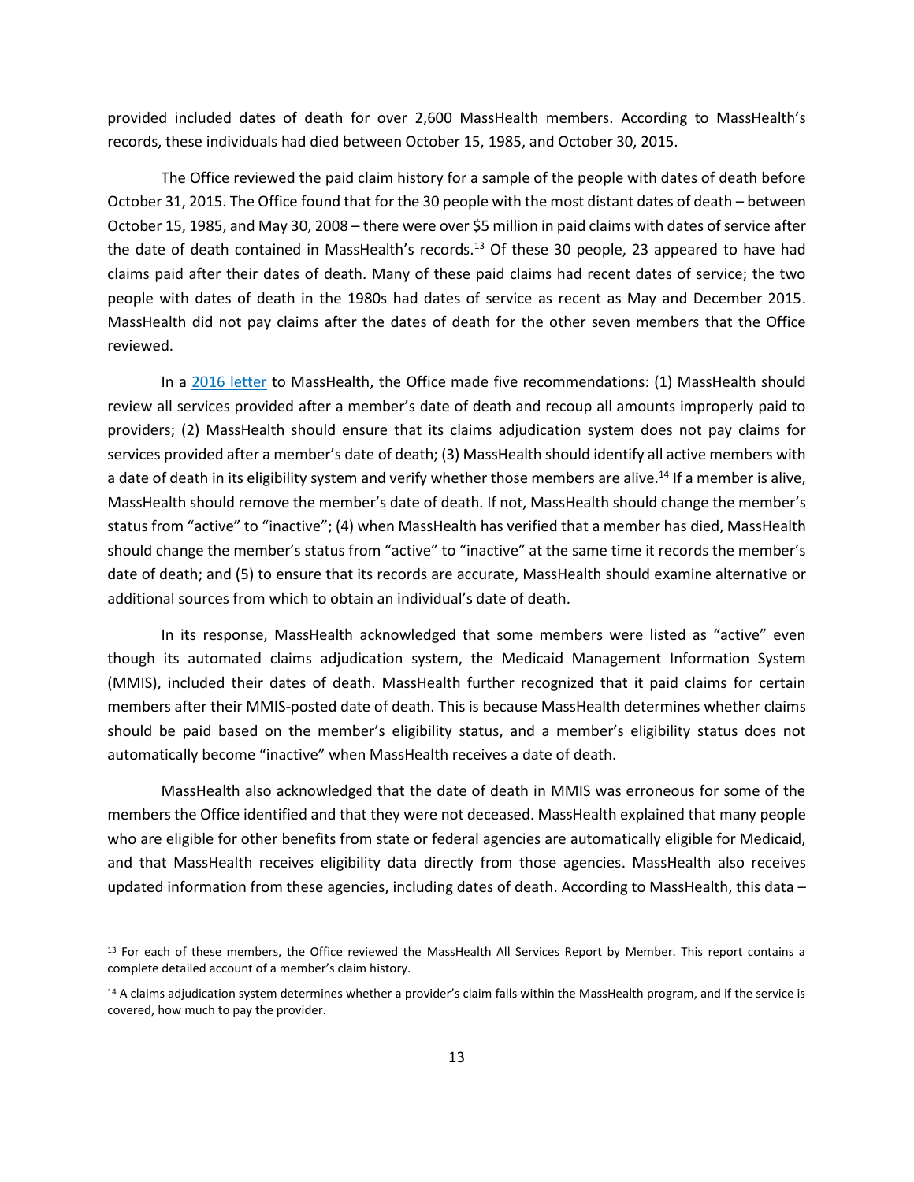provided included dates of death for over 2,600 MassHealth members. According to MassHealth's records, these individuals had died between October 15, 1985, and October 30, 2015.

The Office reviewed the paid claim history for a sample of the people with dates of death before October 31, 2015. The Office found that for the 30 people with the most distant dates of death – between October 15, 1985, and May 30, 2008 – there were over $5 million in paid claims with dates of service after the date of death contained in MassHealth's records.[13] Of these 30 people, 23 appeared to have had claims paid after their dates of death. Many of these paid claims had recent dates of service; the two people with dates of death in the 1980s had dates of service as recent as May and December 2015. MassHealth did not pay claims after the dates of death for the other seven members that the Office reviewed.

In a [2016 letter](#) to MassHealth, the Office made five recommendations: (1) MassHealth should review all services provided after a member's date of death and recoup all amounts improperly paid to providers; (2) MassHealth should ensure that its claims adjudication system does not pay claims for services provided after a member's date of death; (3) MassHealth should identify all active members with a date of death in its eligibility system and verify whether those members are alive.[14] If a member is alive, MassHealth should remove the member's date of death. If not, MassHealth should change the member's status from "active" to "inactive"; (4) when MassHealth has verified that a member has died, MassHealth should change the member's status from "active" to "inactive" at the same time it records the member's date of death; and (5) to ensure that its records are accurate, MassHealth should examine alternative or additional sources from which to obtain an individual's date of death.

In its response, MassHealth acknowledged that some members were listed as "active" even though its automated claims adjudication system, the Medicaid Management Information System (MMIS), included their dates of death. MassHealth further recognized that it paid claims for certain members after their MMIS-posted date of death. This is because MassHealth determines whether claims should be paid based on the member's eligibility status, and a member's eligibility status does not automatically become "inactive" when MassHealth receives a date of death.

MassHealth also acknowledged that the date of death in MMIS was erroneous for some of the members the Office identified and that they were not deceased. MassHealth explained that many people who are eligible for other benefits from state or federal agencies are automatically eligible for Medicaid, and that MassHealth receives eligibility data directly from those agencies. MassHealth also receives updated information from these agencies, including dates of death. According to MassHealth, this data –

---

[13] For each of these members, the Office reviewed the MassHealth All Services Report by Member. This report contains a complete detailed account of a member's claim history.

[14] A claims adjudication system determines whether a provider's claim falls within the MassHealth program, and if the service is covered, how much to pay the provider.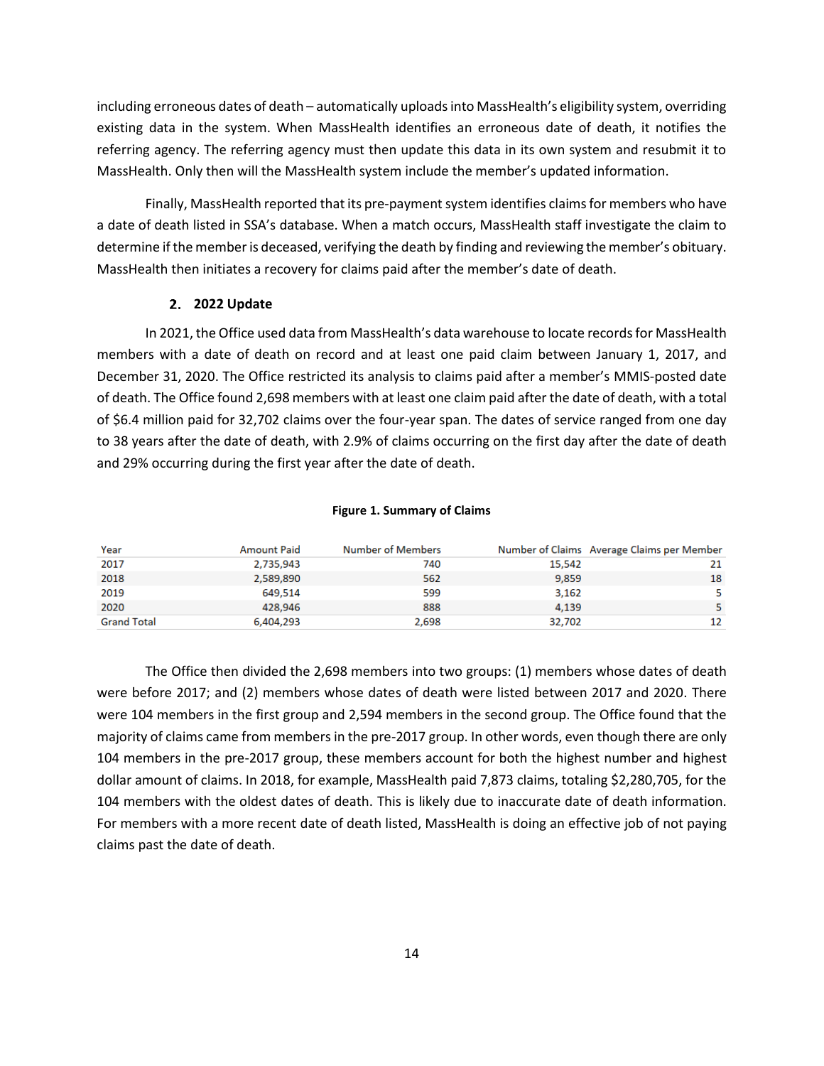including erroneous dates of death – automatically uploads into MassHealth's eligibility system, overriding existing data in the system. When MassHealth identifies an erroneous date of death, it notifies the referring agency. The referring agency must then update this data in its own system and resubmit it to MassHealth. Only then will the MassHealth system include the member's updated information.

Finally, MassHealth reported that its pre-payment system identifies claims for members who have a date of death listed in SSA's database. When a match occurs, MassHealth staff investigate the claim to determine if the member is deceased, verifying the death by finding and reviewing the member's obituary. MassHealth then initiates a recovery for claims paid after the member's date of death.

### 2. 2022 Update

In 2021, the Office used data from MassHealth's data warehouse to locate records for MassHealth members with a date of death on record and at least one paid claim between January 1, 2017, and December 31, 2020. The Office restricted its analysis to claims paid after a member's MMIS-posted date of death. The Office found 2,698 members with at least one claim paid after the date of death, with a total of $6.4 million paid for 32,702 claims over the four-year span. The dates of service ranged from one day to 38 years after the date of death, with 2.9% of claims occurring on the first day after the date of death and 29% occurring during the first year after the date of death.

**Figure 1. Summary of Claims**

| Year | Amount Paid | Number of Members | Number of Claims | Average Claims per Member |
|---|---|---|---|---|
| 2017 | 2,735,943 | 740 | 15,542 | 21 |
| 2018 | 2,589,890 | 562 | 9,859 | 18 |
| 2019 | 649,514 | 599 | 3,162 | 5 |
| 2020 | 428,946 | 888 | 4,139 | 5 |
| Grand Total | 6,404,293 | 2,698 | 32,702 | 12 |

The Office then divided the 2,698 members into two groups: (1) members whose dates of death were before 2017; and (2) members whose dates of death were listed between 2017 and 2020. There were 104 members in the first group and 2,594 members in the second group. The Office found that the majority of claims came from members in the pre-2017 group. In other words, even though there are only 104 members in the pre-2017 group, these members account for both the highest number and highest dollar amount of claims. In 2018, for example, MassHealth paid 7,873 claims, totaling $2,280,705, for the 104 members with the oldest dates of death. This is likely due to inaccurate date of death information. For members with a more recent date of death listed, MassHealth is doing an effective job of not paying claims past the date of death.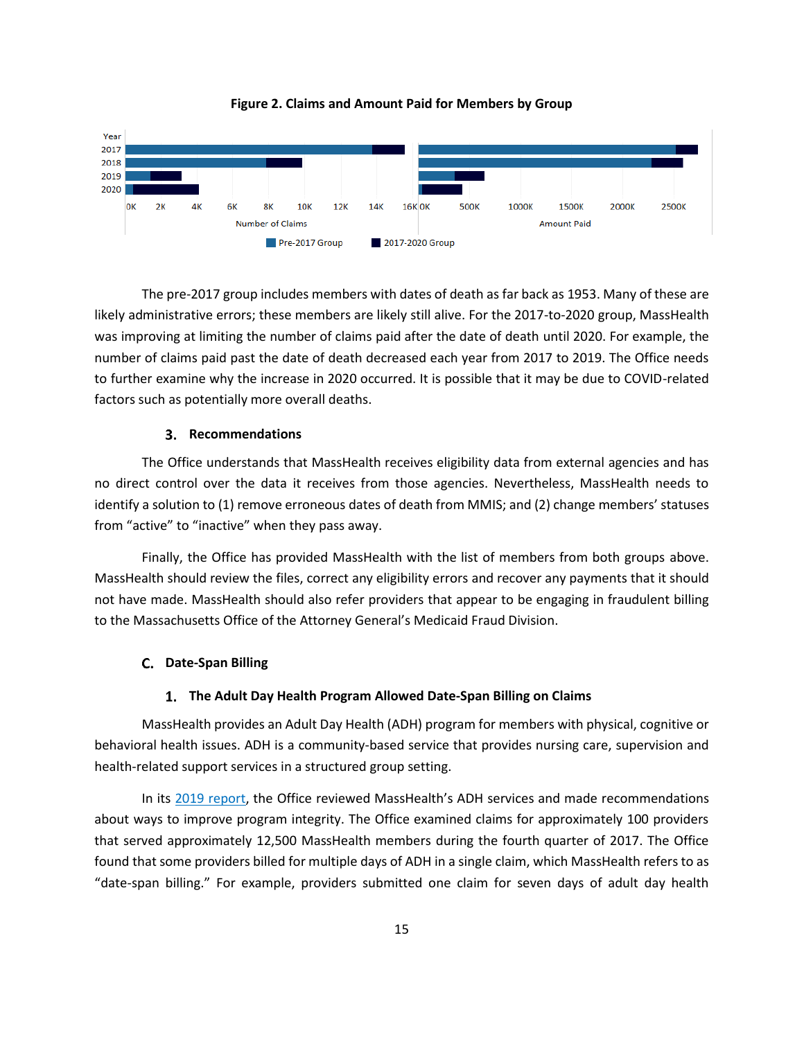**Figure 2. Claims and Amount Paid for Members by Group**

The pre-2017 group includes members with dates of death as far back as 1953. Many of these are likely administrative errors; these members are likely still alive. For the 2017-to-2020 group, MassHealth was improving at limiting the number of claims paid after the date of death until 2020. For example, the number of claims paid past the date of death decreased each year from 2017 to 2019. The Office needs to further examine why the increase in 2020 occurred. It is possible that it may be due to COVID-related factors such as potentially more overall deaths.

### 3. Recommendations

The Office understands that MassHealth receives eligibility data from external agencies and has no direct control over the data it receives from those agencies. Nevertheless, MassHealth needs to identify a solution to (1) remove erroneous dates of death from MMIS; and (2) change members' statuses from "active" to "inactive" when they pass away.

Finally, the Office has provided MassHealth with the list of members from both groups above. MassHealth should review the files, correct any eligibility errors and recover any payments that it should not have made. MassHealth should also refer providers that appear to be engaging in fraudulent billing to the Massachusetts Office of the Attorney General's Medicaid Fraud Division.

## C. Date-Span Billing

### 1. The Adult Day Health Program Allowed Date-Span Billing on Claims

MassHealth provides an Adult Day Health (ADH) program for members with physical, cognitive or behavioral health issues. ADH is a community-based service that provides nursing care, supervision and health-related support services in a structured group setting.

In its 2019 report, the Office reviewed MassHealth's ADH services and made recommendations about ways to improve program integrity. The Office examined claims for approximately 100 providers that served approximately 12,500 MassHealth members during the fourth quarter of 2017. The Office found that some providers billed for multiple days of ADH in a single claim, which MassHealth refers to as "date-span billing." For example, providers submitted one claim for seven days of adult day health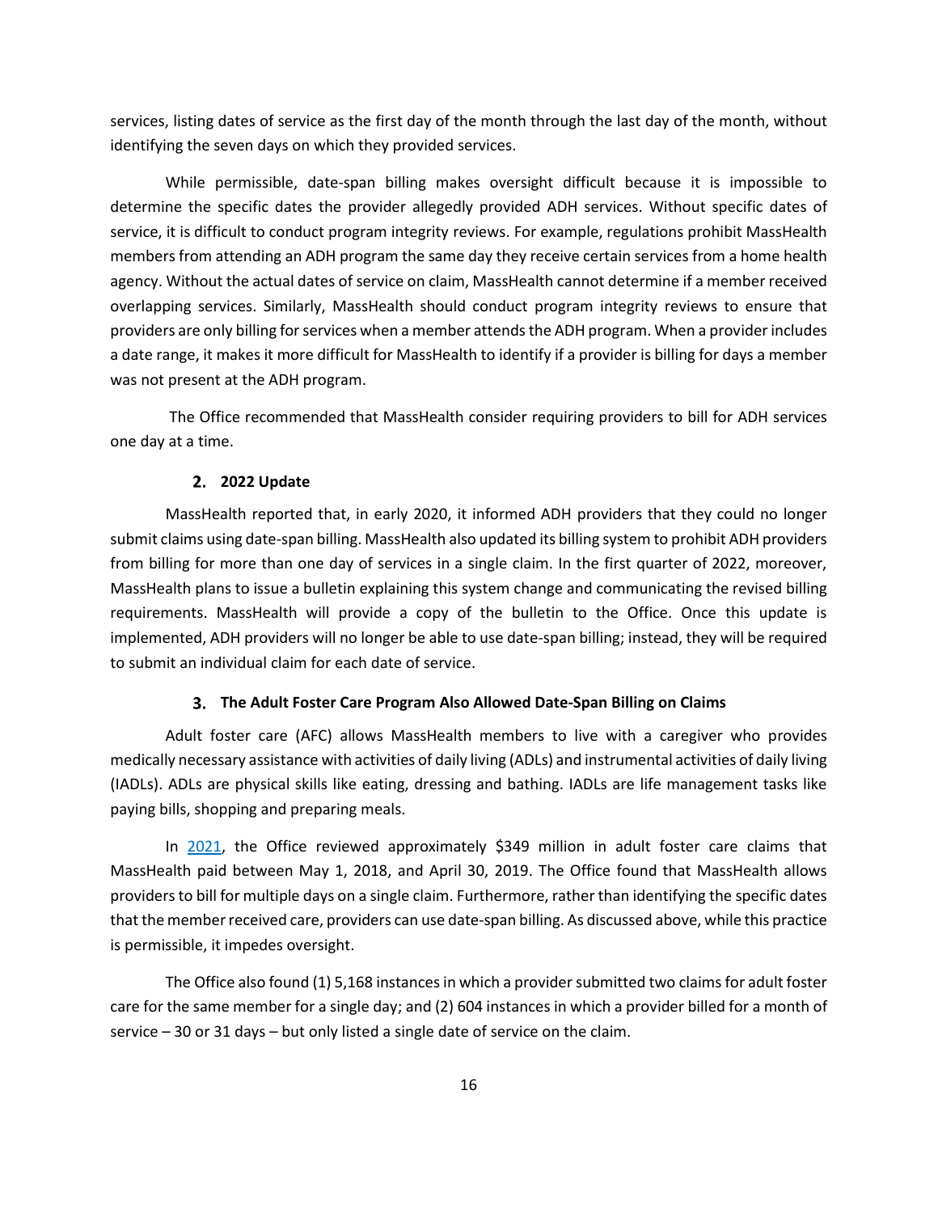services, listing dates of service as the first day of the month through the last day of the month, without identifying the seven days on which they provided services.

While permissible, date-span billing makes oversight difficult because it is impossible to determine the specific dates the provider allegedly provided ADH services. Without specific dates of service, it is difficult to conduct program integrity reviews. For example, regulations prohibit MassHealth members from attending an ADH program the same day they receive certain services from a home health agency. Without the actual dates of service on claim, MassHealth cannot determine if a member received overlapping services. Similarly, MassHealth should conduct program integrity reviews to ensure that providers are only billing for services when a member attends the ADH program. When a provider includes a date range, it makes it more difficult for MassHealth to identify if a provider is billing for days a member was not present at the ADH program.

The Office recommended that MassHealth consider requiring providers to bill for ADH services one day at a time.

### 2. 2022 Update

MassHealth reported that, in early 2020, it informed ADH providers that they could no longer submit claims using date-span billing. MassHealth also updated its billing system to prohibit ADH providers from billing for more than one day of services in a single claim. In the first quarter of 2022, moreover, MassHealth plans to issue a bulletin explaining this system change and communicating the revised billing requirements. MassHealth will provide a copy of the bulletin to the Office. Once this update is implemented, ADH providers will no longer be able to use date-span billing; instead, they will be required to submit an individual claim for each date of service.

### 3. The Adult Foster Care Program Also Allowed Date-Span Billing on Claims

Adult foster care (AFC) allows MassHealth members to live with a caregiver who provides medically necessary assistance with activities of daily living (ADLs) and instrumental activities of daily living (IADLs). ADLs are physical skills like eating, dressing and bathing. IADLs are life management tasks like paying bills, shopping and preparing meals.

In 2021, the Office reviewed approximately $349 million in adult foster care claims that MassHealth paid between May 1, 2018, and April 30, 2019. The Office found that MassHealth allows providers to bill for multiple days on a single claim. Furthermore, rather than identifying the specific dates that the member received care, providers can use date-span billing. As discussed above, while this practice is permissible, it impedes oversight.

The Office also found (1) 5,168 instances in which a provider submitted two claims for adult foster care for the same member for a single day; and (2) 604 instances in which a provider billed for a month of service – 30 or 31 days – but only listed a single date of service on the claim.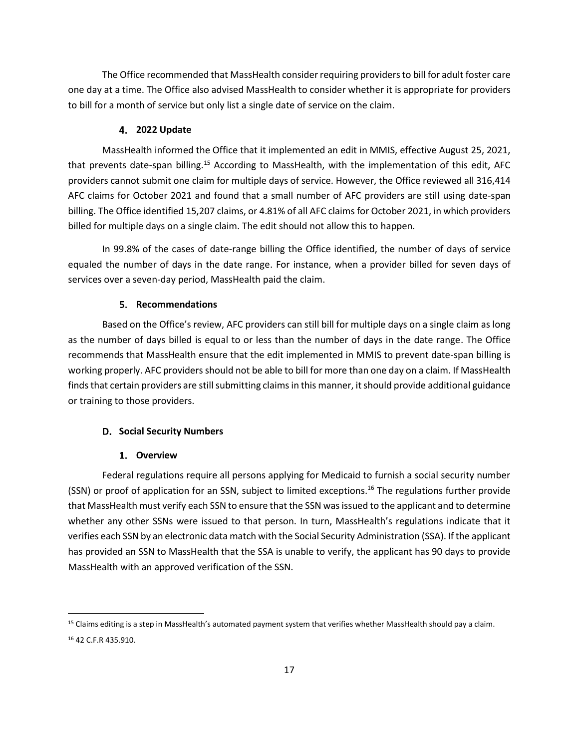The Office recommended that MassHealth consider requiring providers to bill for adult foster care one day at a time. The Office also advised MassHealth to consider whether it is appropriate for providers to bill for a month of service but only list a single date of service on the claim.

#### 4. 2022 Update

MassHealth informed the Office that it implemented an edit in MMIS, effective August 25, 2021, that prevents date-span billing.[15] According to MassHealth, with the implementation of this edit, AFC providers cannot submit one claim for multiple days of service. However, the Office reviewed all 316,414 AFC claims for October 2021 and found that a small number of AFC providers are still using date-span billing. The Office identified 15,207 claims, or 4.81% of all AFC claims for October 2021, in which providers billed for multiple days on a single claim. The edit should not allow this to happen.

In 99.8% of the cases of date-range billing the Office identified, the number of days of service equaled the number of days in the date range. For instance, when a provider billed for seven days of services over a seven-day period, MassHealth paid the claim.

#### 5. Recommendations

Based on the Office's review, AFC providers can still bill for multiple days on a single claim as long as the number of days billed is equal to or less than the number of days in the date range. The Office recommends that MassHealth ensure that the edit implemented in MMIS to prevent date-span billing is working properly. AFC providers should not be able to bill for more than one day on a claim. If MassHealth finds that certain providers are still submitting claims in this manner, it should provide additional guidance or training to those providers.

### D. Social Security Numbers

#### 1. Overview

Federal regulations require all persons applying for Medicaid to furnish a social security number (SSN) or proof of application for an SSN, subject to limited exceptions.[16] The regulations further provide that MassHealth must verify each SSN to ensure that the SSN was issued to the applicant and to determine whether any other SSNs were issued to that person. In turn, MassHealth's regulations indicate that it verifies each SSN by an electronic data match with the Social Security Administration (SSA). If the applicant has provided an SSN to MassHealth that the SSA is unable to verify, the applicant has 90 days to provide MassHealth with an approved verification of the SSN.

---

[15] Claims editing is a step in MassHealth's automated payment system that verifies whether MassHealth should pay a claim.

[16] 42 C.F.R 435.910.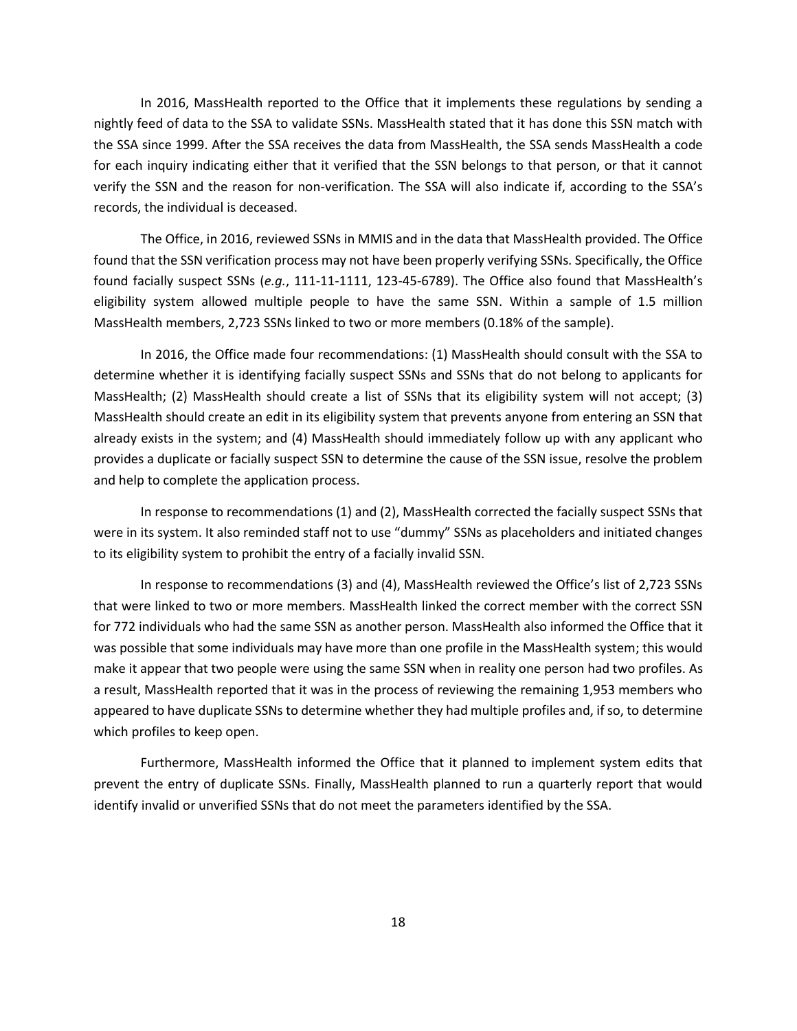In 2016, MassHealth reported to the Office that it implements these regulations by sending a nightly feed of data to the SSA to validate SSNs. MassHealth stated that it has done this SSN match with the SSA since 1999. After the SSA receives the data from MassHealth, the SSA sends MassHealth a code for each inquiry indicating either that it verified that the SSN belongs to that person, or that it cannot verify the SSN and the reason for non-verification. The SSA will also indicate if, according to the SSA's records, the individual is deceased.

The Office, in 2016, reviewed SSNs in MMIS and in the data that MassHealth provided. The Office found that the SSN verification process may not have been properly verifying SSNs. Specifically, the Office found facially suspect SSNs (*e.g.*, 111-11-1111, 123-45-6789). The Office also found that MassHealth's eligibility system allowed multiple people to have the same SSN. Within a sample of 1.5 million MassHealth members, 2,723 SSNs linked to two or more members (0.18% of the sample).

In 2016, the Office made four recommendations: (1) MassHealth should consult with the SSA to determine whether it is identifying facially suspect SSNs and SSNs that do not belong to applicants for MassHealth; (2) MassHealth should create a list of SSNs that its eligibility system will not accept; (3) MassHealth should create an edit in its eligibility system that prevents anyone from entering an SSN that already exists in the system; and (4) MassHealth should immediately follow up with any applicant who provides a duplicate or facially suspect SSN to determine the cause of the SSN issue, resolve the problem and help to complete the application process.

In response to recommendations (1) and (2), MassHealth corrected the facially suspect SSNs that were in its system. It also reminded staff not to use "dummy" SSNs as placeholders and initiated changes to its eligibility system to prohibit the entry of a facially invalid SSN.

In response to recommendations (3) and (4), MassHealth reviewed the Office's list of 2,723 SSNs that were linked to two or more members. MassHealth linked the correct member with the correct SSN for 772 individuals who had the same SSN as another person. MassHealth also informed the Office that it was possible that some individuals may have more than one profile in the MassHealth system; this would make it appear that two people were using the same SSN when in reality one person had two profiles. As a result, MassHealth reported that it was in the process of reviewing the remaining 1,953 members who appeared to have duplicate SSNs to determine whether they had multiple profiles and, if so, to determine which profiles to keep open.

Furthermore, MassHealth informed the Office that it planned to implement system edits that prevent the entry of duplicate SSNs. Finally, MassHealth planned to run a quarterly report that would identify invalid or unverified SSNs that do not meet the parameters identified by the SSA.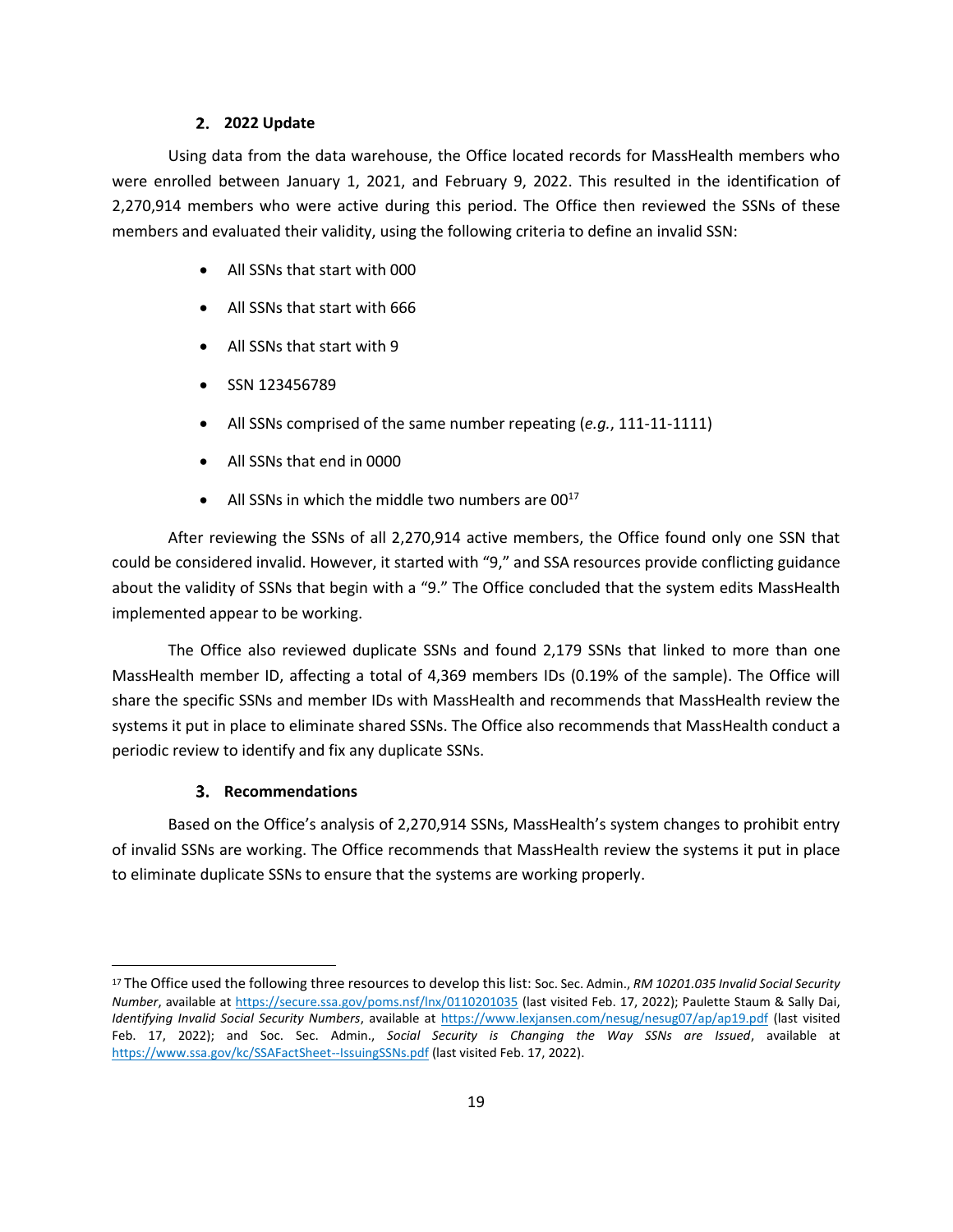### 2. 2022 Update

Using data from the data warehouse, the Office located records for MassHealth members who were enrolled between January 1, 2021, and February 9, 2022. This resulted in the identification of 2,270,914 members who were active during this period. The Office then reviewed the SSNs of these members and evaluated their validity, using the following criteria to define an invalid SSN:

- All SSNs that start with 000
- All SSNs that start with 666
- All SSNs that start with 9
- SSN 123456789
- All SSNs comprised of the same number repeating (*e.g.*, 111-11-1111)
- All SSNs that end in 0000
- All SSNs in which the middle two numbers are 00[17]

After reviewing the SSNs of all 2,270,914 active members, the Office found only one SSN that could be considered invalid. However, it started with "9," and SSA resources provide conflicting guidance about the validity of SSNs that begin with a "9." The Office concluded that the system edits MassHealth implemented appear to be working.

The Office also reviewed duplicate SSNs and found 2,179 SSNs that linked to more than one MassHealth member ID, affecting a total of 4,369 members IDs (0.19% of the sample). The Office will share the specific SSNs and member IDs with MassHealth and recommends that MassHealth review the systems it put in place to eliminate shared SSNs. The Office also recommends that MassHealth conduct a periodic review to identify and fix any duplicate SSNs.

### 3. Recommendations

Based on the Office's analysis of 2,270,914 SSNs, MassHealth's system changes to prohibit entry of invalid SSNs are working. The Office recommends that MassHealth review the systems it put in place to eliminate duplicate SSNs to ensure that the systems are working properly.

---

[17] The Office used the following three resources to develop this list: Soc. Sec. Admin., *RM 10201.035 Invalid Social Security Number*, available at https://secure.ssa.gov/poms.nsf/lnx/0110201035 (last visited Feb. 17, 2022); Paulette Staum & Sally Dai, *Identifying Invalid Social Security Numbers*, available at https://www.lexjansen.com/nesug/nesug07/ap/ap19.pdf (last visited Feb. 17, 2022); and Soc. Sec. Admin., *Social Security is Changing the Way SSNs are Issued*, available at https://www.ssa.gov/kc/SSAFactSheet--IssuingSSNs.pdf (last visited Feb. 17, 2022).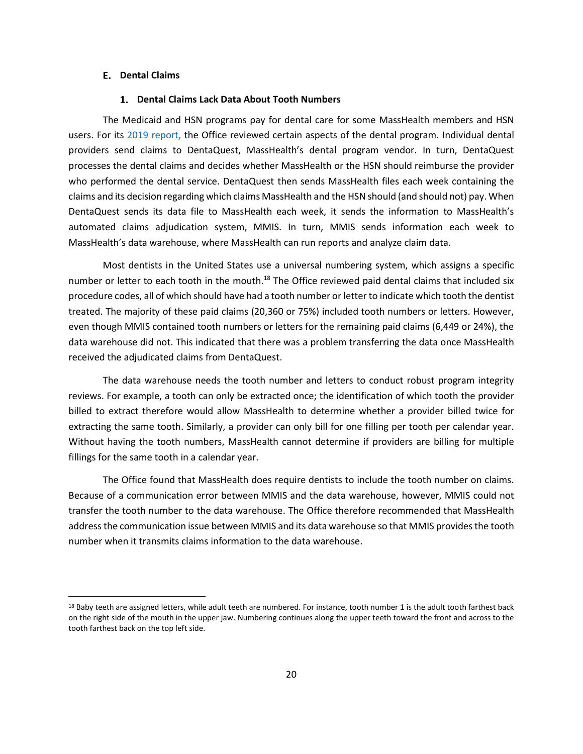## E. Dental Claims

### 1. Dental Claims Lack Data About Tooth Numbers

The Medicaid and HSN programs pay for dental care for some MassHealth members and HSN users. For its 2019 report, the Office reviewed certain aspects of the dental program. Individual dental providers send claims to DentaQuest, MassHealth's dental program vendor. In turn, DentaQuest processes the dental claims and decides whether MassHealth or the HSN should reimburse the provider who performed the dental service. DentaQuest then sends MassHealth files each week containing the claims and its decision regarding which claims MassHealth and the HSN should (and should not) pay. When DentaQuest sends its data file to MassHealth each week, it sends the information to MassHealth's automated claims adjudication system, MMIS. In turn, MMIS sends information each week to MassHealth's data warehouse, where MassHealth can run reports and analyze claim data.

Most dentists in the United States use a universal numbering system, which assigns a specific number or letter to each tooth in the mouth.[18] The Office reviewed paid dental claims that included six procedure codes, all of which should have had a tooth number or letter to indicate which tooth the dentist treated. The majority of these paid claims (20,360 or 75%) included tooth numbers or letters. However, even though MMIS contained tooth numbers or letters for the remaining paid claims (6,449 or 24%), the data warehouse did not. This indicated that there was a problem transferring the data once MassHealth received the adjudicated claims from DentaQuest.

The data warehouse needs the tooth number and letters to conduct robust program integrity reviews. For example, a tooth can only be extracted once; the identification of which tooth the provider billed to extract therefore would allow MassHealth to determine whether a provider billed twice for extracting the same tooth. Similarly, a provider can only bill for one filling per tooth per calendar year. Without having the tooth numbers, MassHealth cannot determine if providers are billing for multiple fillings for the same tooth in a calendar year.

The Office found that MassHealth does require dentists to include the tooth number on claims. Because of a communication error between MMIS and the data warehouse, however, MMIS could not transfer the tooth number to the data warehouse. The Office therefore recommended that MassHealth address the communication issue between MMIS and its data warehouse so that MMIS provides the tooth number when it transmits claims information to the data warehouse.

---

[18] Baby teeth are assigned letters, while adult teeth are numbered. For instance, tooth number 1 is the adult tooth farthest back on the right side of the mouth in the upper jaw. Numbering continues along the upper teeth toward the front and across to the tooth farthest back on the top left side.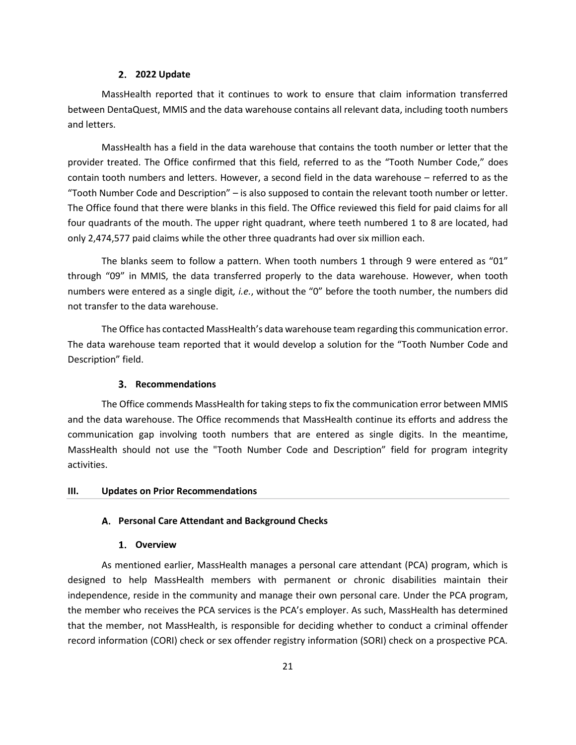### 2. 2022 Update

MassHealth reported that it continues to work to ensure that claim information transferred between DentaQuest, MMIS and the data warehouse contains all relevant data, including tooth numbers and letters.

MassHealth has a field in the data warehouse that contains the tooth number or letter that the provider treated. The Office confirmed that this field, referred to as the "Tooth Number Code," does contain tooth numbers and letters. However, a second field in the data warehouse – referred to as the "Tooth Number Code and Description" – is also supposed to contain the relevant tooth number or letter. The Office found that there were blanks in this field. The Office reviewed this field for paid claims for all four quadrants of the mouth. The upper right quadrant, where teeth numbered 1 to 8 are located, had only 2,474,577 paid claims while the other three quadrants had over six million each.

The blanks seem to follow a pattern. When tooth numbers 1 through 9 were entered as "01" through "09" in MMIS, the data transferred properly to the data warehouse. However, when tooth numbers were entered as a single digit*, i.e.*, without the "0" before the tooth number, the numbers did not transfer to the data warehouse.

The Office has contacted MassHealth's data warehouse team regarding this communication error. The data warehouse team reported that it would develop a solution for the "Tooth Number Code and Description" field.

### 3. Recommendations

The Office commends MassHealth for taking steps to fix the communication error between MMIS and the data warehouse. The Office recommends that MassHealth continue its efforts and address the communication gap involving tooth numbers that are entered as single digits. In the meantime, MassHealth should not use the "Tooth Number Code and Description" field for program integrity activities.

## III. Updates on Prior Recommendations

### A. Personal Care Attendant and Background Checks

#### 1. Overview

As mentioned earlier, MassHealth manages a personal care attendant (PCA) program, which is designed to help MassHealth members with permanent or chronic disabilities maintain their independence, reside in the community and manage their own personal care. Under the PCA program, the member who receives the PCA services is the PCA's employer. As such, MassHealth has determined that the member, not MassHealth, is responsible for deciding whether to conduct a criminal offender record information (CORI) check or sex offender registry information (SORI) check on a prospective PCA.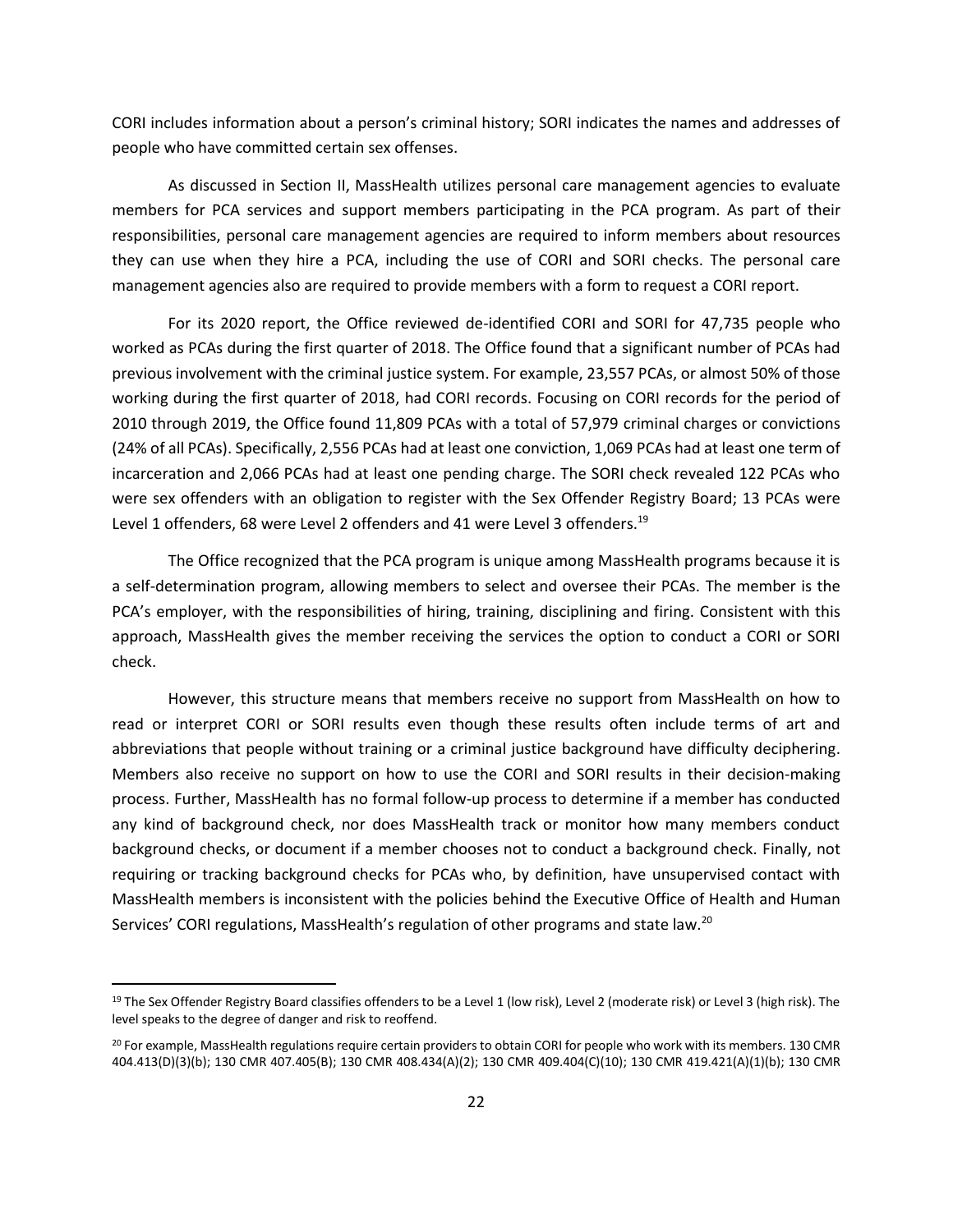CORI includes information about a person's criminal history; SORI indicates the names and addresses of people who have committed certain sex offenses.

As discussed in Section II, MassHealth utilizes personal care management agencies to evaluate members for PCA services and support members participating in the PCA program. As part of their responsibilities, personal care management agencies are required to inform members about resources they can use when they hire a PCA, including the use of CORI and SORI checks. The personal care management agencies also are required to provide members with a form to request a CORI report.

For its 2020 report, the Office reviewed de-identified CORI and SORI for 47,735 people who worked as PCAs during the first quarter of 2018. The Office found that a significant number of PCAs had previous involvement with the criminal justice system. For example, 23,557 PCAs, or almost 50% of those working during the first quarter of 2018, had CORI records. Focusing on CORI records for the period of 2010 through 2019, the Office found 11,809 PCAs with a total of 57,979 criminal charges or convictions (24% of all PCAs). Specifically, 2,556 PCAs had at least one conviction, 1,069 PCAs had at least one term of incarceration and 2,066 PCAs had at least one pending charge. The SORI check revealed 122 PCAs who were sex offenders with an obligation to register with the Sex Offender Registry Board; 13 PCAs were Level 1 offenders, 68 were Level 2 offenders and 41 were Level 3 offenders.[19]

The Office recognized that the PCA program is unique among MassHealth programs because it is a self-determination program, allowing members to select and oversee their PCAs. The member is the PCA's employer, with the responsibilities of hiring, training, disciplining and firing. Consistent with this approach, MassHealth gives the member receiving the services the option to conduct a CORI or SORI check.

However, this structure means that members receive no support from MassHealth on how to read or interpret CORI or SORI results even though these results often include terms of art and abbreviations that people without training or a criminal justice background have difficulty deciphering. Members also receive no support on how to use the CORI and SORI results in their decision-making process. Further, MassHealth has no formal follow-up process to determine if a member has conducted any kind of background check, nor does MassHealth track or monitor how many members conduct background checks, or document if a member chooses not to conduct a background check. Finally, not requiring or tracking background checks for PCAs who, by definition, have unsupervised contact with MassHealth members is inconsistent with the policies behind the Executive Office of Health and Human Services' CORI regulations, MassHealth's regulation of other programs and state law.[20]

---

[19] The Sex Offender Registry Board classifies offenders to be a Level 1 (low risk), Level 2 (moderate risk) or Level 3 (high risk). The level speaks to the degree of danger and risk to reoffend.

[20] For example, MassHealth regulations require certain providers to obtain CORI for people who work with its members. 130 CMR 404.413(D)(3)(b); 130 CMR 407.405(B); 130 CMR 408.434(A)(2); 130 CMR 409.404(C)(10); 130 CMR 419.421(A)(1)(b); 130 CMR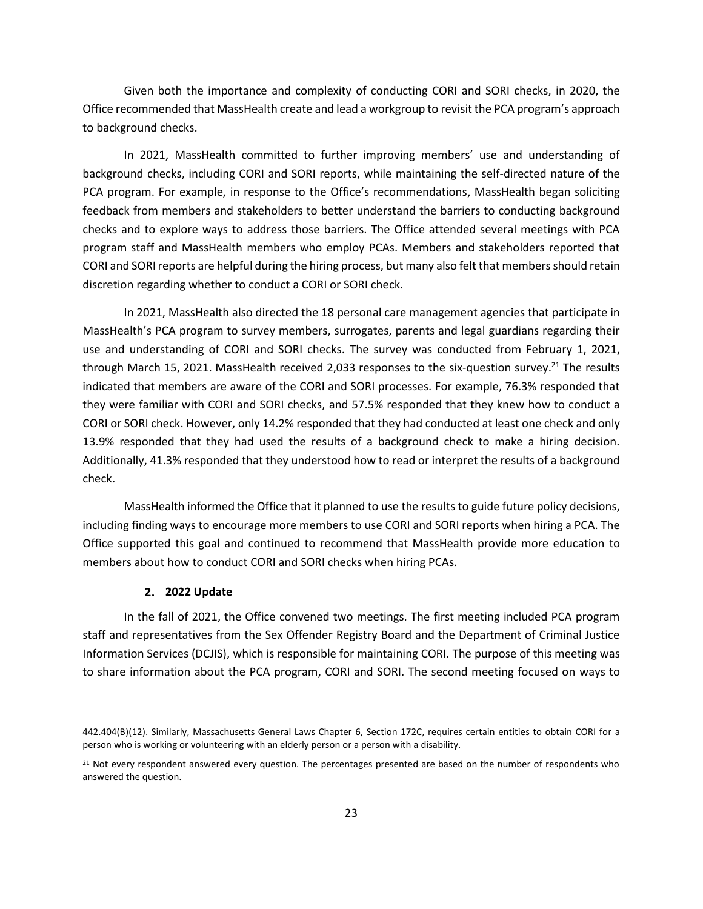Given both the importance and complexity of conducting CORI and SORI checks, in 2020, the Office recommended that MassHealth create and lead a workgroup to revisit the PCA program's approach to background checks.

In 2021, MassHealth committed to further improving members' use and understanding of background checks, including CORI and SORI reports, while maintaining the self-directed nature of the PCA program. For example, in response to the Office's recommendations, MassHealth began soliciting feedback from members and stakeholders to better understand the barriers to conducting background checks and to explore ways to address those barriers. The Office attended several meetings with PCA program staff and MassHealth members who employ PCAs. Members and stakeholders reported that CORI and SORI reports are helpful during the hiring process, but many also felt that members should retain discretion regarding whether to conduct a CORI or SORI check.

In 2021, MassHealth also directed the 18 personal care management agencies that participate in MassHealth's PCA program to survey members, surrogates, parents and legal guardians regarding their use and understanding of CORI and SORI checks. The survey was conducted from February 1, 2021, through March 15, 2021. MassHealth received 2,033 responses to the six-question survey.[21] The results indicated that members are aware of the CORI and SORI processes. For example, 76.3% responded that they were familiar with CORI and SORI checks, and 57.5% responded that they knew how to conduct a CORI or SORI check. However, only 14.2% responded that they had conducted at least one check and only 13.9% responded that they had used the results of a background check to make a hiring decision. Additionally, 41.3% responded that they understood how to read or interpret the results of a background check.

MassHealth informed the Office that it planned to use the results to guide future policy decisions, including finding ways to encourage more members to use CORI and SORI reports when hiring a PCA. The Office supported this goal and continued to recommend that MassHealth provide more education to members about how to conduct CORI and SORI checks when hiring PCAs.

#### 2. 2022 Update

In the fall of 2021, the Office convened two meetings. The first meeting included PCA program staff and representatives from the Sex Offender Registry Board and the Department of Criminal Justice Information Services (DCJIS), which is responsible for maintaining CORI. The purpose of this meeting was to share information about the PCA program, CORI and SORI. The second meeting focused on ways to

---

442.404(B)(12). Similarly, Massachusetts General Laws Chapter 6, Section 172C, requires certain entities to obtain CORI for a person who is working or volunteering with an elderly person or a person with a disability.

[21] Not every respondent answered every question. The percentages presented are based on the number of respondents who answered the question.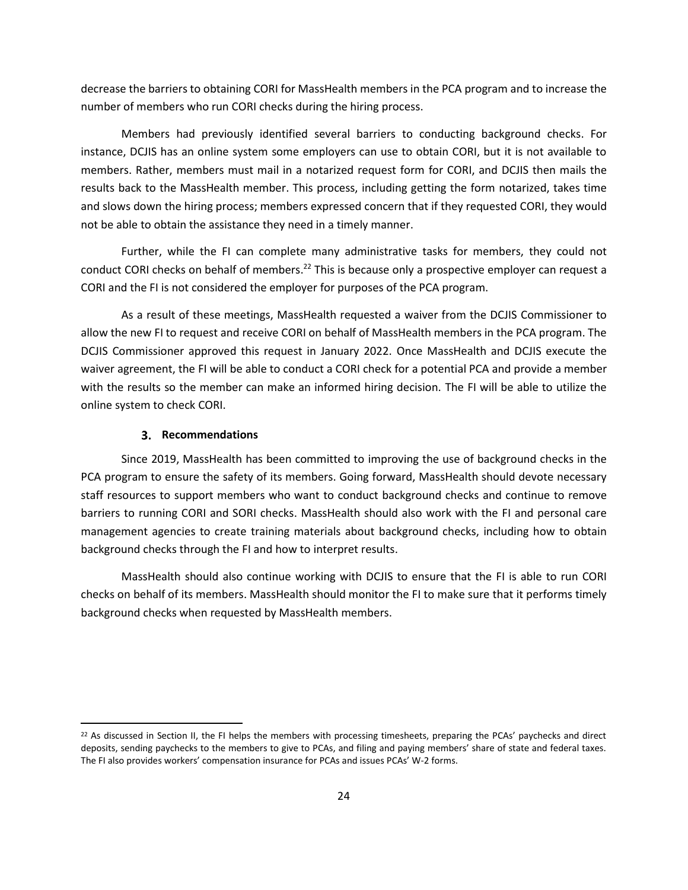decrease the barriers to obtaining CORI for MassHealth members in the PCA program and to increase the number of members who run CORI checks during the hiring process.

Members had previously identified several barriers to conducting background checks. For instance, DCJIS has an online system some employers can use to obtain CORI, but it is not available to members. Rather, members must mail in a notarized request form for CORI, and DCJIS then mails the results back to the MassHealth member. This process, including getting the form notarized, takes time and slows down the hiring process; members expressed concern that if they requested CORI, they would not be able to obtain the assistance they need in a timely manner.

Further, while the FI can complete many administrative tasks for members, they could not conduct CORI checks on behalf of members.[22] This is because only a prospective employer can request a CORI and the FI is not considered the employer for purposes of the PCA program.

As a result of these meetings, MassHealth requested a waiver from the DCJIS Commissioner to allow the new FI to request and receive CORI on behalf of MassHealth members in the PCA program. The DCJIS Commissioner approved this request in January 2022. Once MassHealth and DCJIS execute the waiver agreement, the FI will be able to conduct a CORI check for a potential PCA and provide a member with the results so the member can make an informed hiring decision. The FI will be able to utilize the online system to check CORI.

### 3. Recommendations

Since 2019, MassHealth has been committed to improving the use of background checks in the PCA program to ensure the safety of its members. Going forward, MassHealth should devote necessary staff resources to support members who want to conduct background checks and continue to remove barriers to running CORI and SORI checks. MassHealth should also work with the FI and personal care management agencies to create training materials about background checks, including how to obtain background checks through the FI and how to interpret results.

MassHealth should also continue working with DCJIS to ensure that the FI is able to run CORI checks on behalf of its members. MassHealth should monitor the FI to make sure that it performs timely background checks when requested by MassHealth members.

---

[22] As discussed in Section II, the FI helps the members with processing timesheets, preparing the PCAs' paychecks and direct deposits, sending paychecks to the members to give to PCAs, and filing and paying members' share of state and federal taxes. The FI also provides workers' compensation insurance for PCAs and issues PCAs' W-2 forms.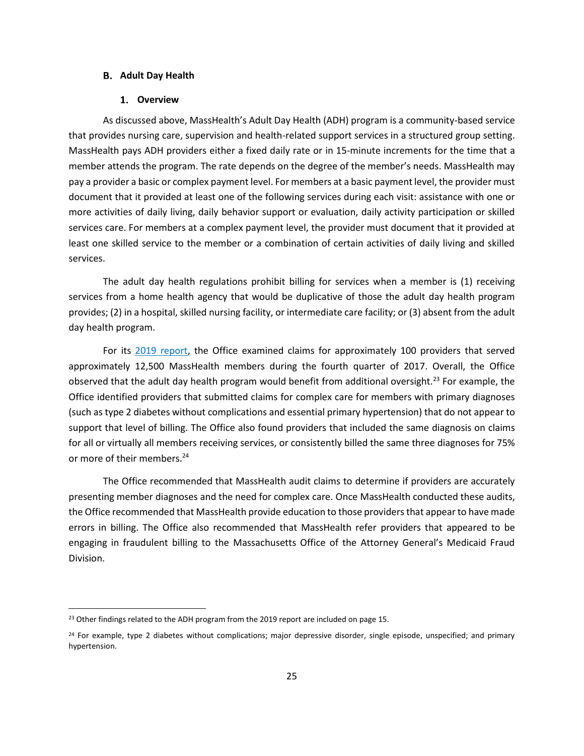## B. Adult Day Health

### 1. Overview

As discussed above, MassHealth's Adult Day Health (ADH) program is a community-based service that provides nursing care, supervision and health-related support services in a structured group setting. MassHealth pays ADH providers either a fixed daily rate or in 15-minute increments for the time that a member attends the program. The rate depends on the degree of the member's needs. MassHealth may pay a provider a basic or complex payment level. For members at a basic payment level, the provider must document that it provided at least one of the following services during each visit: assistance with one or more activities of daily living, daily behavior support or evaluation, daily activity participation or skilled services care. For members at a complex payment level, the provider must document that it provided at least one skilled service to the member or a combination of certain activities of daily living and skilled services.

The adult day health regulations prohibit billing for services when a member is (1) receiving services from a home health agency that would be duplicative of those the adult day health program provides; (2) in a hospital, skilled nursing facility, or intermediate care facility; or (3) absent from the adult day health program.

For its 2019 report, the Office examined claims for approximately 100 providers that served approximately 12,500 MassHealth members during the fourth quarter of 2017. Overall, the Office observed that the adult day health program would benefit from additional oversight.[23] For example, the Office identified providers that submitted claims for complex care for members with primary diagnoses (such as type 2 diabetes without complications and essential primary hypertension) that do not appear to support that level of billing. The Office also found providers that included the same diagnosis on claims for all or virtually all members receiving services, or consistently billed the same three diagnoses for 75% or more of their members.[24]

The Office recommended that MassHealth audit claims to determine if providers are accurately presenting member diagnoses and the need for complex care. Once MassHealth conducted these audits, the Office recommended that MassHealth provide education to those providers that appear to have made errors in billing. The Office also recommended that MassHealth refer providers that appeared to be engaging in fraudulent billing to the Massachusetts Office of the Attorney General's Medicaid Fraud Division.

---

[23] Other findings related to the ADH program from the 2019 report are included on page 15.

[24] For example, type 2 diabetes without complications; major depressive disorder, single episode, unspecified; and primary hypertension.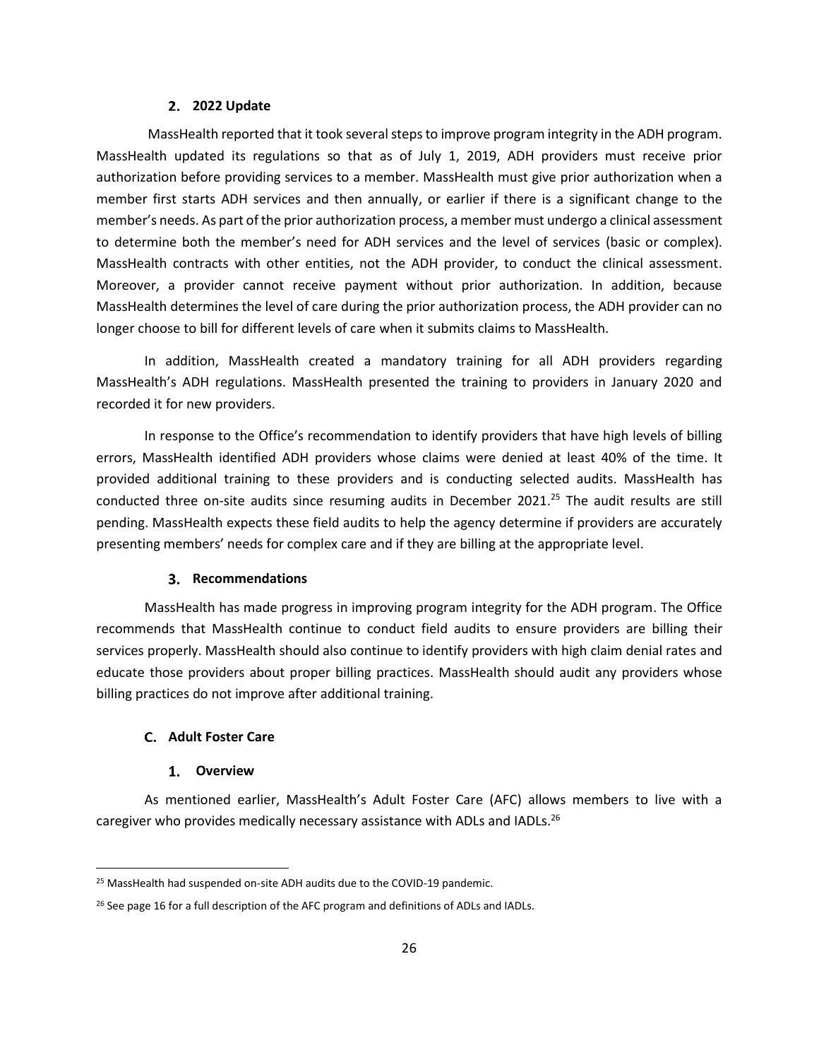### 2. 2022 Update

MassHealth reported that it took several steps to improve program integrity in the ADH program. MassHealth updated its regulations so that as of July 1, 2019, ADH providers must receive prior authorization before providing services to a member. MassHealth must give prior authorization when a member first starts ADH services and then annually, or earlier if there is a significant change to the member's needs. As part of the prior authorization process, a member must undergo a clinical assessment to determine both the member's need for ADH services and the level of services (basic or complex). MassHealth contracts with other entities, not the ADH provider, to conduct the clinical assessment. Moreover, a provider cannot receive payment without prior authorization. In addition, because MassHealth determines the level of care during the prior authorization process, the ADH provider can no longer choose to bill for different levels of care when it submits claims to MassHealth.

In addition, MassHealth created a mandatory training for all ADH providers regarding MassHealth's ADH regulations. MassHealth presented the training to providers in January 2020 and recorded it for new providers.

In response to the Office's recommendation to identify providers that have high levels of billing errors, MassHealth identified ADH providers whose claims were denied at least 40% of the time. It provided additional training to these providers and is conducting selected audits. MassHealth has conducted three on-site audits since resuming audits in December 2021.[25] The audit results are still pending. MassHealth expects these field audits to help the agency determine if providers are accurately presenting members' needs for complex care and if they are billing at the appropriate level.

### 3. Recommendations

MassHealth has made progress in improving program integrity for the ADH program. The Office recommends that MassHealth continue to conduct field audits to ensure providers are billing their services properly. MassHealth should also continue to identify providers with high claim denial rates and educate those providers about proper billing practices. MassHealth should audit any providers whose billing practices do not improve after additional training.

## C. Adult Foster Care

### 1. Overview

As mentioned earlier, MassHealth's Adult Foster Care (AFC) allows members to live with a caregiver who provides medically necessary assistance with ADLs and IADLs.[26]

---

[25] MassHealth had suspended on-site ADH audits due to the COVID-19 pandemic.

[26] See page 16 for a full description of the AFC program and definitions of ADLs and IADLs.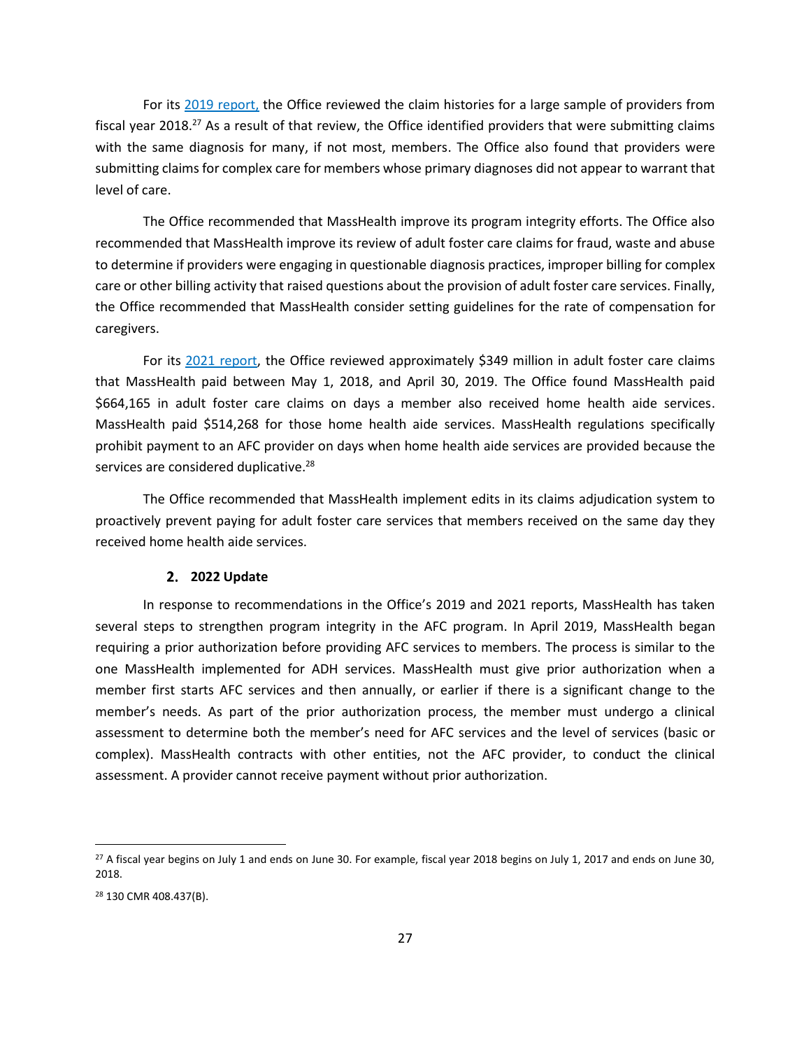For its [2019 report,](#) the Office reviewed the claim histories for a large sample of providers from fiscal year 2018.[27] As a result of that review, the Office identified providers that were submitting claims with the same diagnosis for many, if not most, members. The Office also found that providers were submitting claims for complex care for members whose primary diagnoses did not appear to warrant that level of care.

The Office recommended that MassHealth improve its program integrity efforts. The Office also recommended that MassHealth improve its review of adult foster care claims for fraud, waste and abuse to determine if providers were engaging in questionable diagnosis practices, improper billing for complex care or other billing activity that raised questions about the provision of adult foster care services. Finally, the Office recommended that MassHealth consider setting guidelines for the rate of compensation for caregivers.

For its [2021 report](#), the Office reviewed approximately $349 million in adult foster care claims that MassHealth paid between May 1, 2018, and April 30, 2019. The Office found MassHealth paid $664,165 in adult foster care claims on days a member also received home health aide services. MassHealth paid $514,268 for those home health aide services. MassHealth regulations specifically prohibit payment to an AFC provider on days when home health aide services are provided because the services are considered duplicative.[28]

The Office recommended that MassHealth implement edits in its claims adjudication system to proactively prevent paying for adult foster care services that members received on the same day they received home health aide services.

### 2. 2022 Update

In response to recommendations in the Office's 2019 and 2021 reports, MassHealth has taken several steps to strengthen program integrity in the AFC program. In April 2019, MassHealth began requiring a prior authorization before providing AFC services to members. The process is similar to the one MassHealth implemented for ADH services. MassHealth must give prior authorization when a member first starts AFC services and then annually, or earlier if there is a significant change to the member's needs. As part of the prior authorization process, the member must undergo a clinical assessment to determine both the member's need for AFC services and the level of services (basic or complex). MassHealth contracts with other entities, not the AFC provider, to conduct the clinical assessment. A provider cannot receive payment without prior authorization.

---

[27] A fiscal year begins on July 1 and ends on June 30. For example, fiscal year 2018 begins on July 1, 2017 and ends on June 30, 2018.

[28] 130 CMR 408.437(B).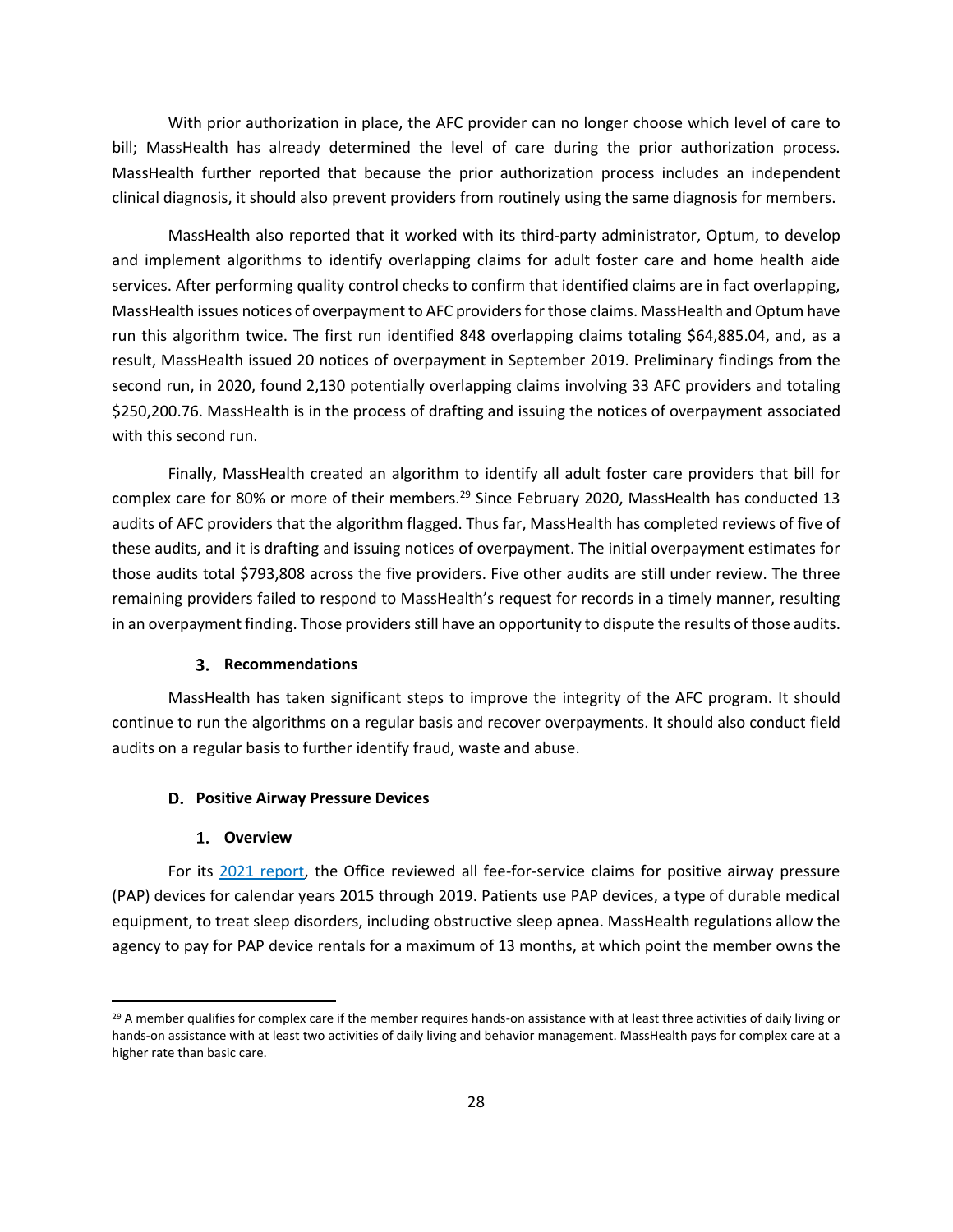With prior authorization in place, the AFC provider can no longer choose which level of care to bill; MassHealth has already determined the level of care during the prior authorization process. MassHealth further reported that because the prior authorization process includes an independent clinical diagnosis, it should also prevent providers from routinely using the same diagnosis for members.

MassHealth also reported that it worked with its third-party administrator, Optum, to develop and implement algorithms to identify overlapping claims for adult foster care and home health aide services. After performing quality control checks to confirm that identified claims are in fact overlapping, MassHealth issues notices of overpayment to AFC providers for those claims. MassHealth and Optum have run this algorithm twice. The first run identified 848 overlapping claims totaling $64,885.04, and, as a result, MassHealth issued 20 notices of overpayment in September 2019. Preliminary findings from the second run, in 2020, found 2,130 potentially overlapping claims involving 33 AFC providers and totaling $250,200.76. MassHealth is in the process of drafting and issuing the notices of overpayment associated with this second run.

Finally, MassHealth created an algorithm to identify all adult foster care providers that bill for complex care for 80% or more of their members.[29] Since February 2020, MassHealth has conducted 13 audits of AFC providers that the algorithm flagged. Thus far, MassHealth has completed reviews of five of these audits, and it is drafting and issuing notices of overpayment. The initial overpayment estimates for those audits total $793,808 across the five providers. Five other audits are still under review. The three remaining providers failed to respond to MassHealth's request for records in a timely manner, resulting in an overpayment finding. Those providers still have an opportunity to dispute the results of those audits.

#### 3. Recommendations

MassHealth has taken significant steps to improve the integrity of the AFC program. It should continue to run the algorithms on a regular basis and recover overpayments. It should also conduct field audits on a regular basis to further identify fraud, waste and abuse.

### D. Positive Airway Pressure Devices

#### 1. Overview

For its 2021 report, the Office reviewed all fee-for-service claims for positive airway pressure (PAP) devices for calendar years 2015 through 2019. Patients use PAP devices, a type of durable medical equipment, to treat sleep disorders, including obstructive sleep apnea. MassHealth regulations allow the agency to pay for PAP device rentals for a maximum of 13 months, at which point the member owns the

[29] A member qualifies for complex care if the member requires hands-on assistance with at least three activities of daily living or hands-on assistance with at least two activities of daily living and behavior management. MassHealth pays for complex care at a higher rate than basic care.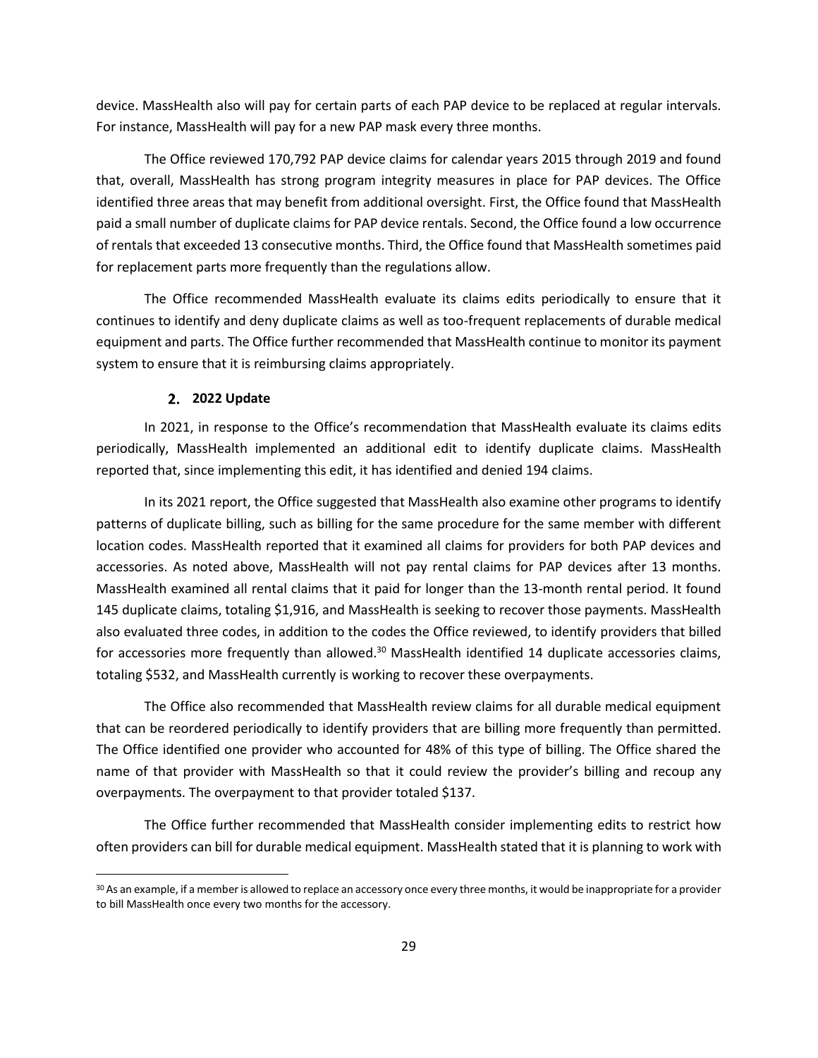device. MassHealth also will pay for certain parts of each PAP device to be replaced at regular intervals. For instance, MassHealth will pay for a new PAP mask every three months.

The Office reviewed 170,792 PAP device claims for calendar years 2015 through 2019 and found that, overall, MassHealth has strong program integrity measures in place for PAP devices. The Office identified three areas that may benefit from additional oversight. First, the Office found that MassHealth paid a small number of duplicate claims for PAP device rentals. Second, the Office found a low occurrence of rentals that exceeded 13 consecutive months. Third, the Office found that MassHealth sometimes paid for replacement parts more frequently than the regulations allow.

The Office recommended MassHealth evaluate its claims edits periodically to ensure that it continues to identify and deny duplicate claims as well as too-frequent replacements of durable medical equipment and parts. The Office further recommended that MassHealth continue to monitor its payment system to ensure that it is reimbursing claims appropriately.

### 2. 2022 Update

In 2021, in response to the Office's recommendation that MassHealth evaluate its claims edits periodically, MassHealth implemented an additional edit to identify duplicate claims. MassHealth reported that, since implementing this edit, it has identified and denied 194 claims.

In its 2021 report, the Office suggested that MassHealth also examine other programs to identify patterns of duplicate billing, such as billing for the same procedure for the same member with different location codes. MassHealth reported that it examined all claims for providers for both PAP devices and accessories. As noted above, MassHealth will not pay rental claims for PAP devices after 13 months. MassHealth examined all rental claims that it paid for longer than the 13-month rental period. It found 145 duplicate claims, totaling $1,916, and MassHealth is seeking to recover those payments. MassHealth also evaluated three codes, in addition to the codes the Office reviewed, to identify providers that billed for accessories more frequently than allowed.[30] MassHealth identified 14 duplicate accessories claims, totaling $532, and MassHealth currently is working to recover these overpayments.

The Office also recommended that MassHealth review claims for all durable medical equipment that can be reordered periodically to identify providers that are billing more frequently than permitted. The Office identified one provider who accounted for 48% of this type of billing. The Office shared the name of that provider with MassHealth so that it could review the provider's billing and recoup any overpayments. The overpayment to that provider totaled $137.

The Office further recommended that MassHealth consider implementing edits to restrict how often providers can bill for durable medical equipment. MassHealth stated that it is planning to work with

[30] As an example, if a member is allowed to replace an accessory once every three months, it would be inappropriate for a provider to bill MassHealth once every two months for the accessory.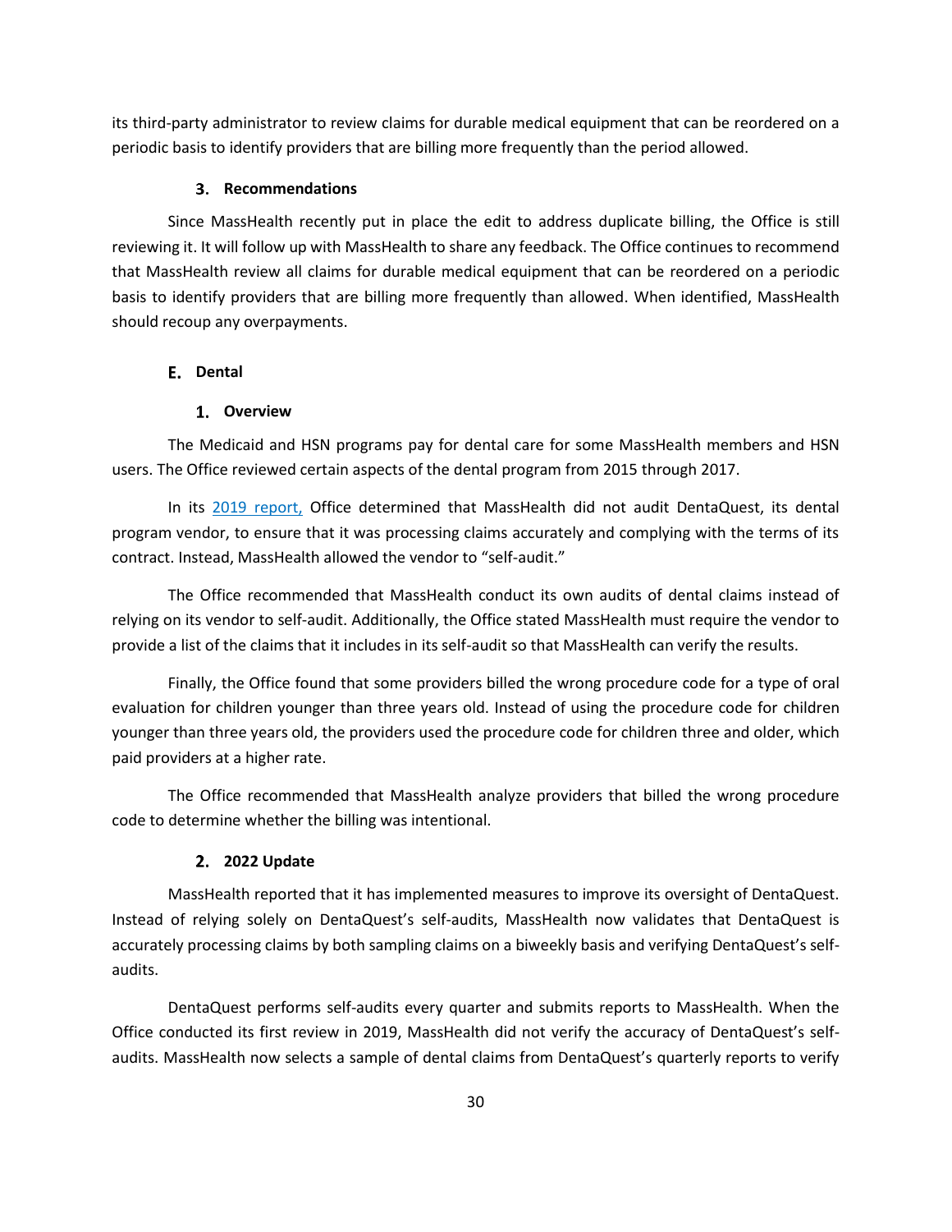its third-party administrator to review claims for durable medical equipment that can be reordered on a periodic basis to identify providers that are billing more frequently than the period allowed.

#### 3. Recommendations

Since MassHealth recently put in place the edit to address duplicate billing, the Office is still reviewing it. It will follow up with MassHealth to share any feedback. The Office continues to recommend that MassHealth review all claims for durable medical equipment that can be reordered on a periodic basis to identify providers that are billing more frequently than allowed. When identified, MassHealth should recoup any overpayments.

### E. Dental

#### 1. Overview

The Medicaid and HSN programs pay for dental care for some MassHealth members and HSN users. The Office reviewed certain aspects of the dental program from 2015 through 2017.

In its 2019 report, Office determined that MassHealth did not audit DentaQuest, its dental program vendor, to ensure that it was processing claims accurately and complying with the terms of its contract. Instead, MassHealth allowed the vendor to "self-audit."

The Office recommended that MassHealth conduct its own audits of dental claims instead of relying on its vendor to self-audit. Additionally, the Office stated MassHealth must require the vendor to provide a list of the claims that it includes in its self-audit so that MassHealth can verify the results.

Finally, the Office found that some providers billed the wrong procedure code for a type of oral evaluation for children younger than three years old. Instead of using the procedure code for children younger than three years old, the providers used the procedure code for children three and older, which paid providers at a higher rate.

The Office recommended that MassHealth analyze providers that billed the wrong procedure code to determine whether the billing was intentional.

#### 2. 2022 Update

MassHealth reported that it has implemented measures to improve its oversight of DentaQuest. Instead of relying solely on DentaQuest's self-audits, MassHealth now validates that DentaQuest is accurately processing claims by both sampling claims on a biweekly basis and verifying DentaQuest's self-audits.

DentaQuest performs self-audits every quarter and submits reports to MassHealth. When the Office conducted its first review in 2019, MassHealth did not verify the accuracy of DentaQuest's self-audits. MassHealth now selects a sample of dental claims from DentaQuest's quarterly reports to verify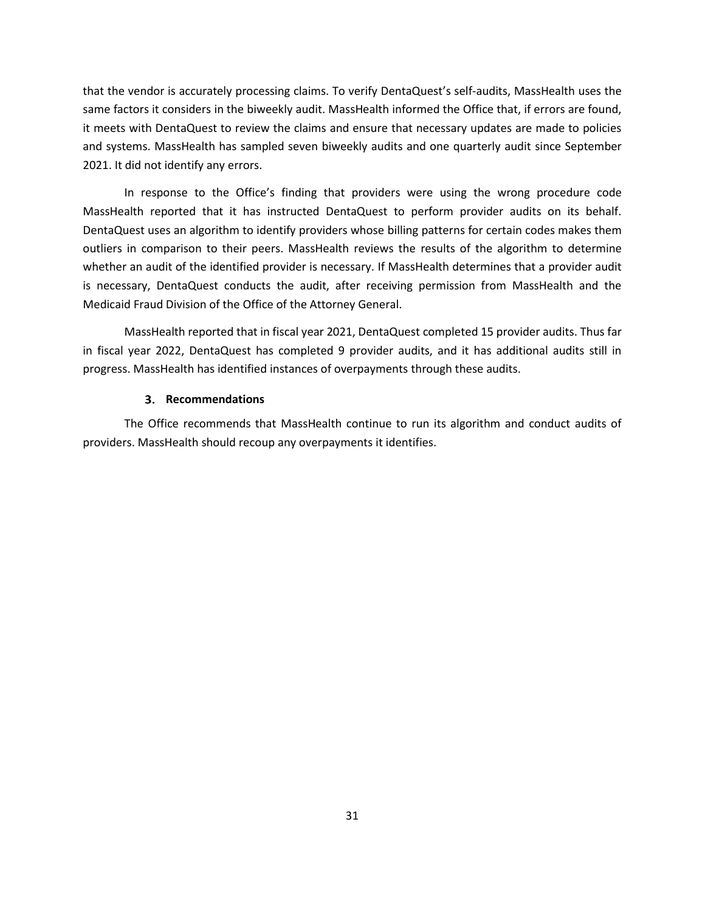that the vendor is accurately processing claims. To verify DentaQuest's self-audits, MassHealth uses the same factors it considers in the biweekly audit. MassHealth informed the Office that, if errors are found, it meets with DentaQuest to review the claims and ensure that necessary updates are made to policies and systems. MassHealth has sampled seven biweekly audits and one quarterly audit since September 2021. It did not identify any errors.

In response to the Office's finding that providers were using the wrong procedure code MassHealth reported that it has instructed DentaQuest to perform provider audits on its behalf. DentaQuest uses an algorithm to identify providers whose billing patterns for certain codes makes them outliers in comparison to their peers. MassHealth reviews the results of the algorithm to determine whether an audit of the identified provider is necessary. If MassHealth determines that a provider audit is necessary, DentaQuest conducts the audit, after receiving permission from MassHealth and the Medicaid Fraud Division of the Office of the Attorney General.

MassHealth reported that in fiscal year 2021, DentaQuest completed 15 provider audits. Thus far in fiscal year 2022, DentaQuest has completed 9 provider audits, and it has additional audits still in progress. MassHealth has identified instances of overpayments through these audits.

### 3. Recommendations

The Office recommends that MassHealth continue to run its algorithm and conduct audits of providers. MassHealth should recoup any overpayments it identifies.